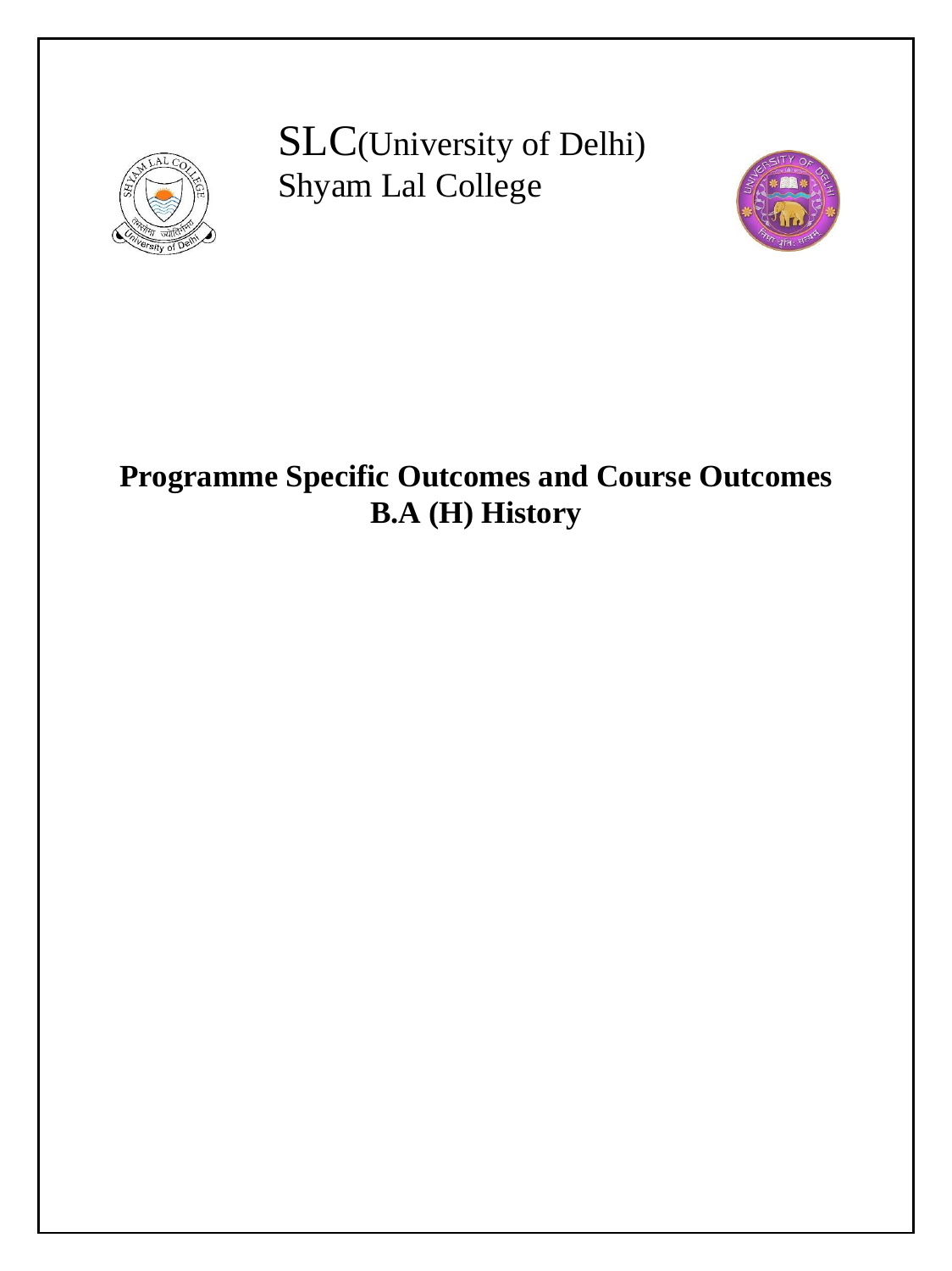SLC(University of Delhi)
Shyam Lal College

# Programme Specific Outcomes and Course Outcomes
# B.A (H) History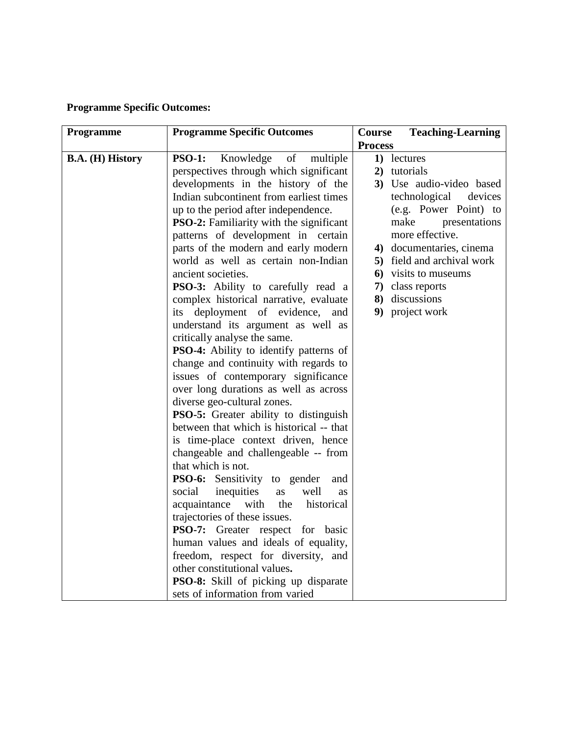**Programme Specific Outcomes:**

| Programme | Programme Specific Outcomes | Course Teaching-Learning Process |
|---|---|---|
| **B.A. (H) History** | **PSO-1:** Knowledge of multiple perspectives through which significant developments in the history of the Indian subcontinent from earliest times up to the period after independence.<br>**PSO-2:** Familiarity with the significant patterns of development in certain parts of the modern and early modern world as well as certain non-Indian ancient societies.<br>**PSO-3:** Ability to carefully read a complex historical narrative, evaluate its deployment of evidence, and understand its argument as well as critically analyse the same.<br>**PSO-4:** Ability to identify patterns of change and continuity with regards to issues of contemporary significance over long durations as well as across diverse geo-cultural zones.<br>**PSO-5:** Greater ability to distinguish between that which is historical -- that is time-place context driven, hence changeable and challengeable -- from that which is not.<br>**PSO-6:** Sensitivity to gender and social inequities as well as acquaintance with the historical trajectories of these issues.<br>**PSO-7:** Greater respect for basic human values and ideals of equality, freedom, respect for diversity, and other constitutional values**.**<br>**PSO-8:** Skill of picking up disparate sets of information from varied | **1)** lectures<br>**2)** tutorials<br>**3)** Use audio-video based technological devices (e.g. Power Point) to make presentations more effective.<br>**4)** documentaries, cinema<br>**5)** field and archival work<br>**6)** visits to museums<br>**7)** class reports<br>**8)** discussions<br>**9)** project work |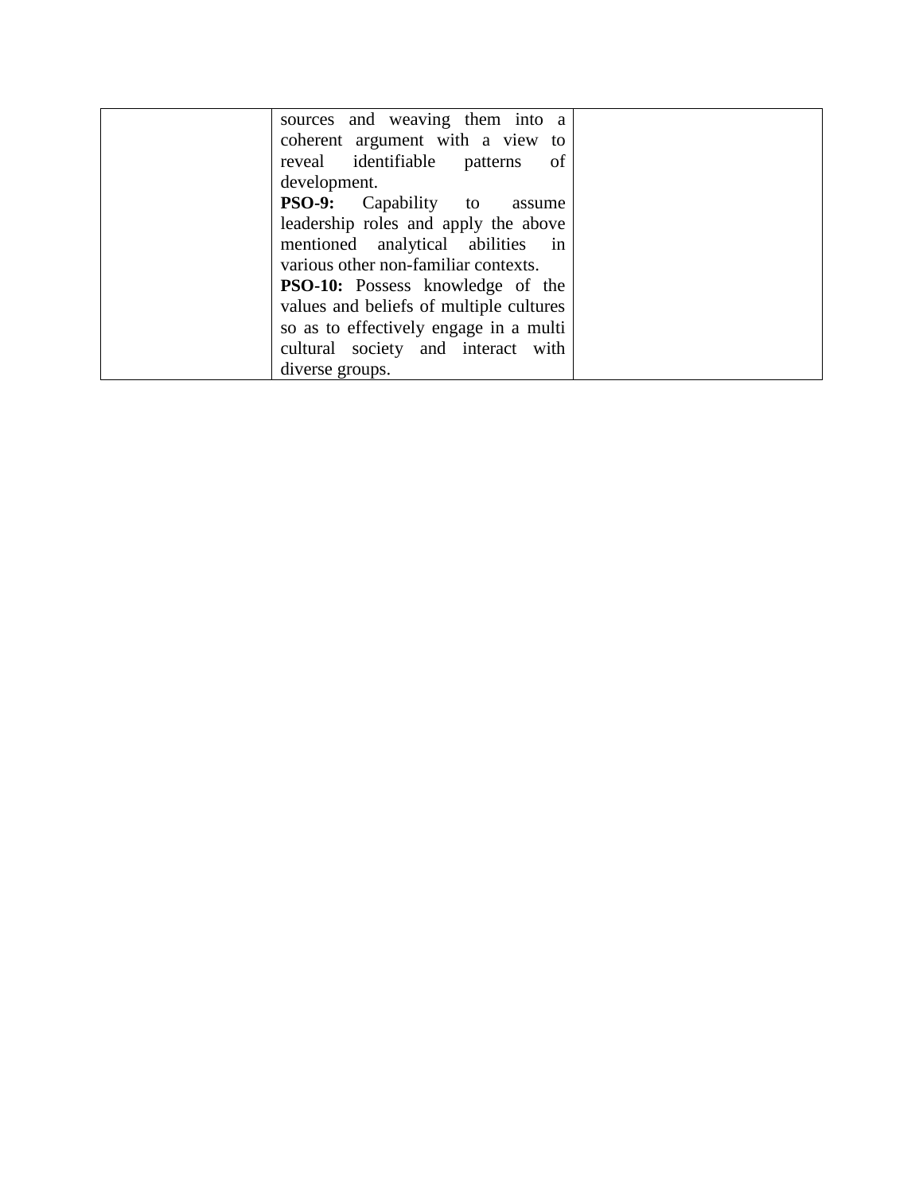|  |  |  |
| --- | --- | --- |
|  | sources and weaving them into a coherent argument with a view to reveal identifiable patterns of development.<br>**PSO-9:** Capability to assume leadership roles and apply the above mentioned analytical abilities in various other non-familiar contexts.<br>**PSO-10:** Possess knowledge of the values and beliefs of multiple cultures so as to effectively engage in a multi cultural society and interact with diverse groups. |  |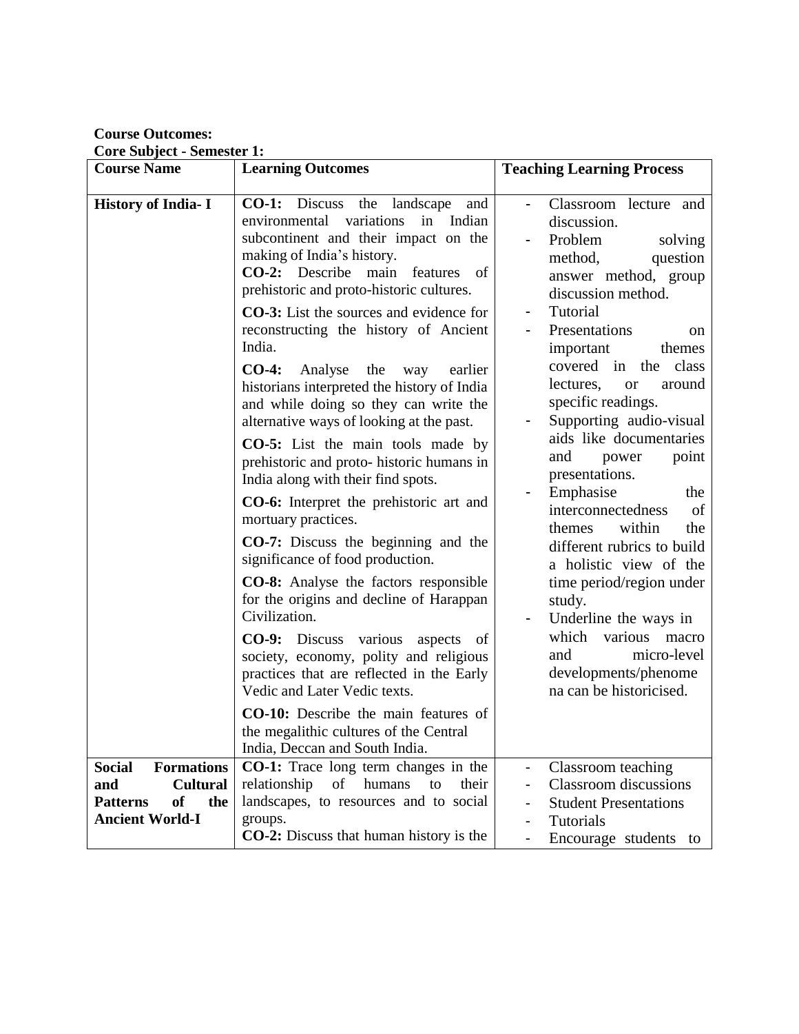**Course Outcomes:**

**Core Subject - Semester 1:**

| Course Name | Learning Outcomes | Teaching Learning Process |
|---|---|---|
| **History of India- I** | **CO-1:** Discuss the landscape and environmental variations in Indian subcontinent and their impact on the making of India's history.<br>**CO-2:** Describe main features of prehistoric and proto-historic cultures.<br>**CO-3:** List the sources and evidence for reconstructing the history of Ancient India.<br>**CO-4:** Analyse the way earlier historians interpreted the history of India and while doing so they can write the alternative ways of looking at the past.<br>**CO-5:** List the main tools made by prehistoric and proto- historic humans in India along with their find spots.<br>**CO-6:** Interpret the prehistoric art and mortuary practices.<br>**CO-7:** Discuss the beginning and the significance of food production.<br>**CO-8:** Analyse the factors responsible for the origins and decline of Harappan Civilization.<br>**CO-9:** Discuss various aspects of society, economy, polity and religious practices that are reflected in the Early Vedic and Later Vedic texts.<br>**CO-10:** Describe the main features of the megalithic cultures of the Central India, Deccan and South India. | - Classroom lecture and discussion.<br>- Problem solving method, question answer method, group discussion method.<br>- Tutorial<br>- Presentations on important themes covered in the class lectures, or around specific readings.<br>- Supporting audio-visual aids like documentaries and power point presentations.<br>- Emphasise the interconnectedness of themes within the different rubrics to build a holistic view of the time period/region under study.<br>- Underline the ways in which various macro and micro-level developments/phenomena can be historicised. |
| **Social Formations and Cultural Patterns of the Ancient World-I** | **CO-1:** Trace long term changes in the relationship of humans to their landscapes, to resources and to social groups.<br>**CO-2:** Discuss that human history is the | - Classroom teaching<br>- Classroom discussions<br>- Student Presentations<br>- Tutorials<br>- Encourage students to |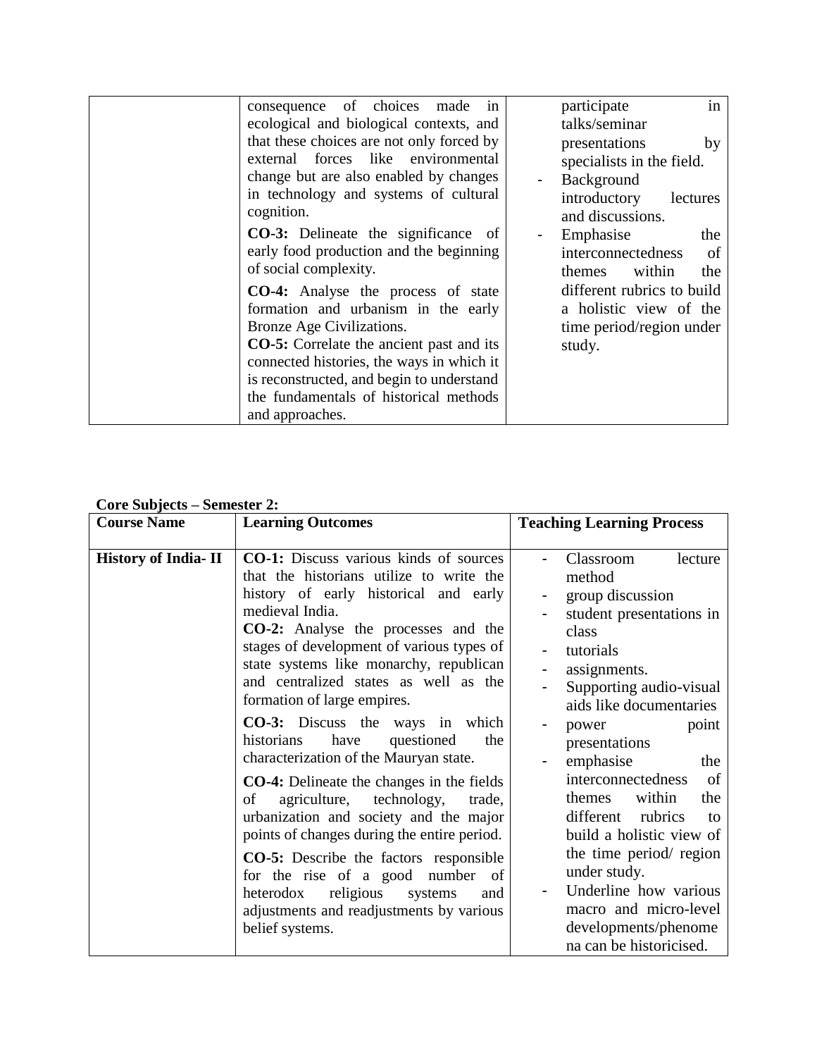| | | |
|---|---|---|
| | consequence of choices made in ecological and biological contexts, and that these choices are not only forced by external forces like environmental change but are also enabled by changes in technology and systems of cultural cognition.<br><br>**CO-3:** Delineate the significance of early food production and the beginning of social complexity.<br><br>**CO-4:** Analyse the process of state formation and urbanism in the early Bronze Age Civilizations.<br>**CO-5:** Correlate the ancient past and its connected histories, the ways in which it is reconstructed, and begin to understand the fundamentals of historical methods and approaches. | participate in talks/seminar presentations by specialists in the field.<br>- Background introductory lectures and discussions.<br>- Emphasise the interconnectedness of themes within the different rubrics to build a holistic view of the time period/region under study. |

**Core Subjects – Semester 2:**

| Course Name | Learning Outcomes | Teaching Learning Process |
|---|---|---|
| **History of India- II** | **CO-1:** Discuss various kinds of sources that the historians utilize to write the history of early historical and early medieval India.<br>**CO-2:** Analyse the processes and the stages of development of various types of state systems like monarchy, republican and centralized states as well as the formation of large empires.<br><br>**CO-3:** Discuss the ways in which historians have questioned the characterization of the Mauryan state.<br><br>**CO-4:** Delineate the changes in the fields of agriculture, technology, trade, urbanization and society and the major points of changes during the entire period.<br><br>**CO-5:** Describe the factors responsible for the rise of a good number of heterodox religious systems and adjustments and readjustments by various belief systems. | - Classroom lecture method<br>- group discussion<br>- student presentations in class<br>- tutorials<br>- assignments.<br>- Supporting audio-visual aids like documentaries<br>- power point presentations<br>- emphasise the interconnectedness of themes within the different rubrics to build a holistic view of the time period/ region under study.<br>- Underline how various macro and micro-level developments/phenomena can be historicised. |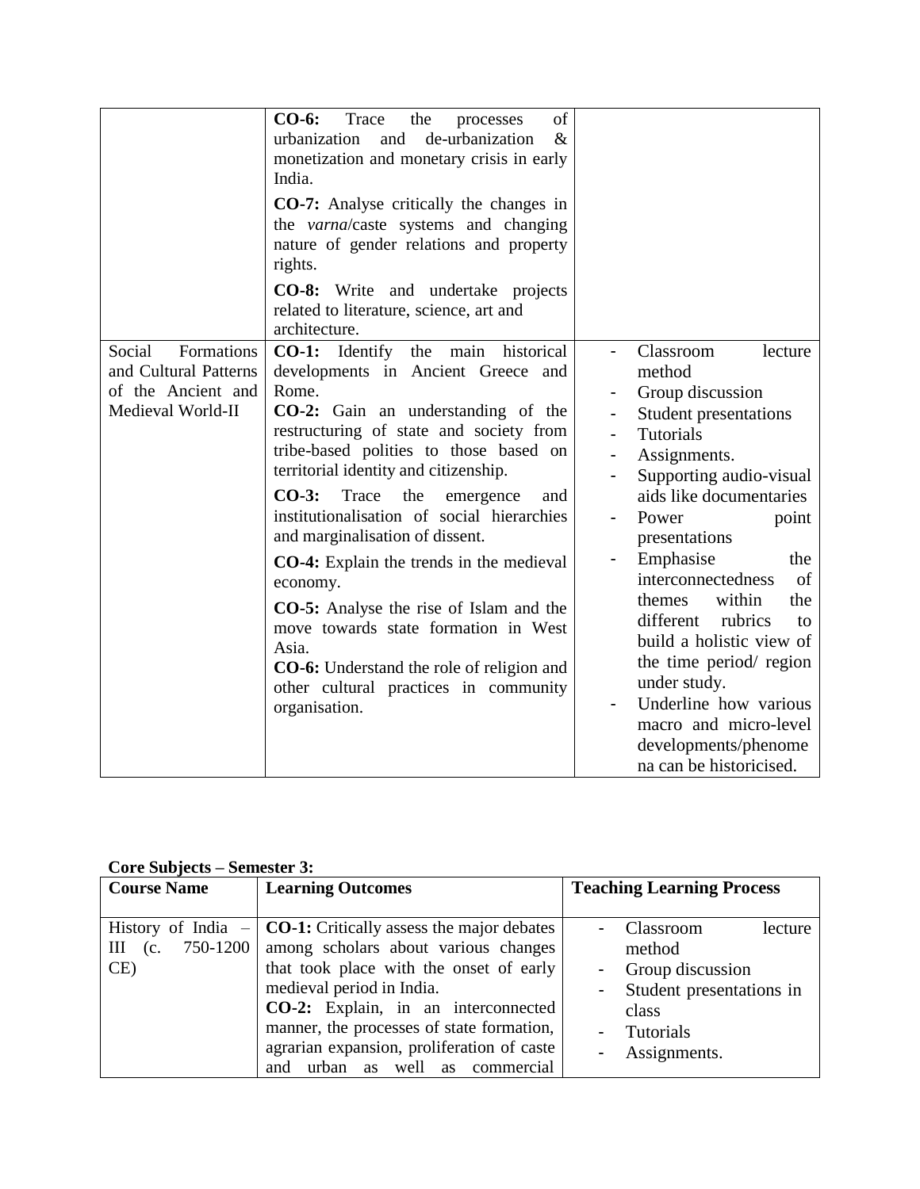| | | |
|---|---|---|
| | **CO-6:** Trace the processes of urbanization and de-urbanization & monetization and monetary crisis in early India.<br><br>**CO-7:** Analyse critically the changes in the *varna*/caste systems and changing nature of gender relations and property rights.<br><br>**CO-8:** Write and undertake projects related to literature, science, art and architecture. | |
| Social Formations and Cultural Patterns of the Ancient and Medieval World-II | **CO-1:** Identify the main historical developments in Ancient Greece and Rome.<br>**CO-2:** Gain an understanding of the restructuring of state and society from tribe-based polities to those based on territorial identity and citizenship.<br><br>**CO-3:** Trace the emergence and institutionalisation of social hierarchies and marginalisation of dissent.<br><br>**CO-4:** Explain the trends in the medieval economy.<br><br>**CO-5:** Analyse the rise of Islam and the move towards state formation in West Asia.<br>**CO-6:** Understand the role of religion and other cultural practices in community organisation. | - Classroom lecture method<br>- Group discussion<br>- Student presentations<br>- Tutorials<br>- Assignments.<br>- Supporting audio-visual aids like documentaries<br>- Power point presentations<br>- Emphasise the interconnectedness of themes within the different rubrics to build a holistic view of the time period/ region under study.<br>- Underline how various macro and micro-level developments/phenomena can be historicised. |

**Core Subjects – Semester 3:**

| **Course Name** | **Learning Outcomes** | **Teaching Learning Process** |
|---|---|---|
| History of India – III (c. 750-1200 CE) | **CO-1:** Critically assess the major debates among scholars about various changes that took place with the onset of early medieval period in India.<br>**CO-2:** Explain, in an interconnected manner, the processes of state formation, agrarian expansion, proliferation of caste and urban as well as commercial | - Classroom lecture method<br>- Group discussion<br>- Student presentations in class<br>- Tutorials<br>- Assignments. |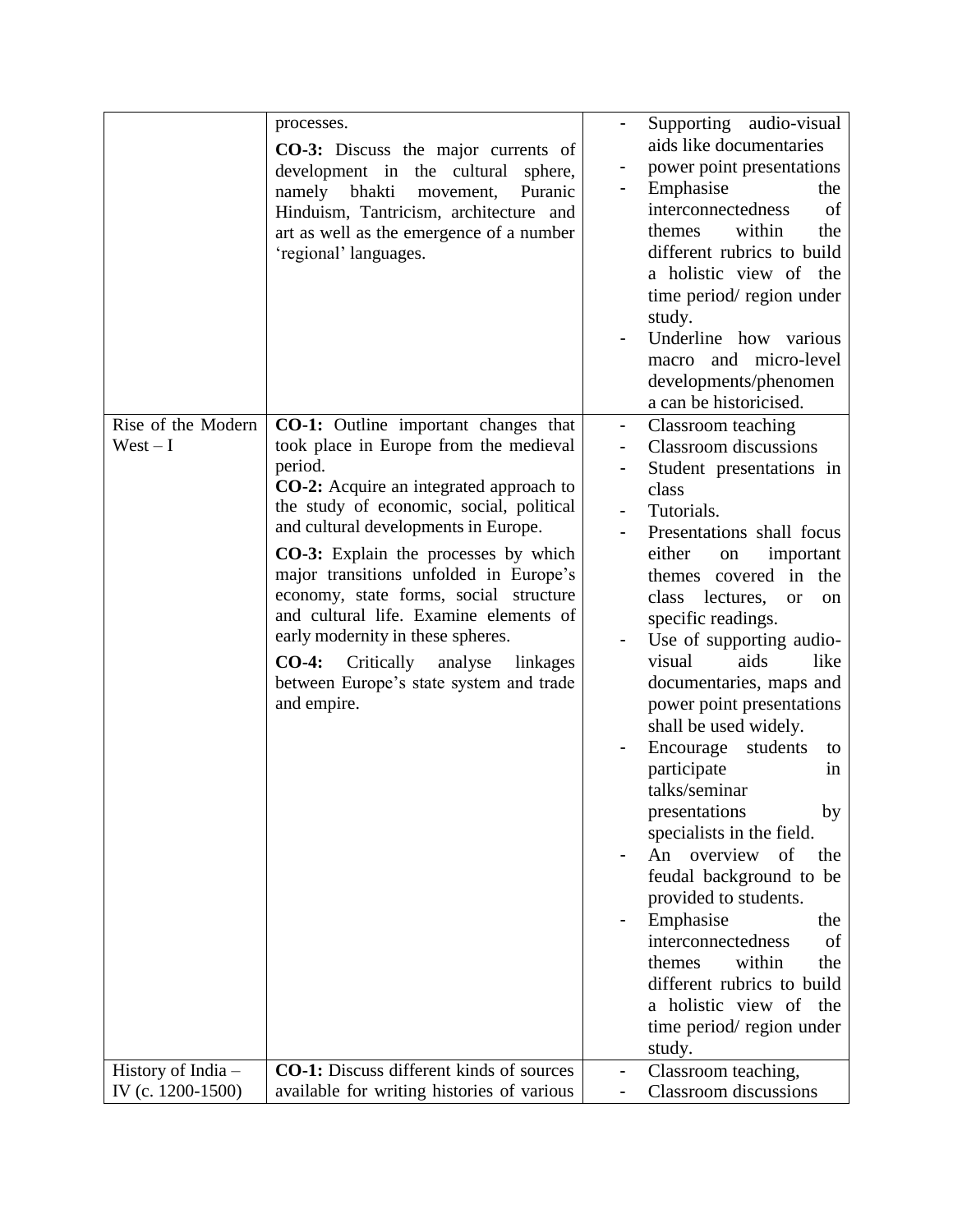| | | |
|---|---|---|
| | processes.<br>**CO-3:** Discuss the major currents of development in the cultural sphere, namely bhakti movement, Puranic Hinduism, Tantricism, architecture and art as well as the emergence of a number 'regional' languages. | - Supporting audio-visual aids like documentaries<br>- power point presentations<br>- Emphasise the interconnectedness of themes within the different rubrics to build a holistic view of the time period/ region under study.<br>- Underline how various macro and micro-level developments/phenomena can be historicised. |
| Rise of the Modern West – I | **CO-1:** Outline important changes that took place in Europe from the medieval period.<br>**CO-2:** Acquire an integrated approach to the study of economic, social, political and cultural developments in Europe.<br>**CO-3:** Explain the processes by which major transitions unfolded in Europe's economy, state forms, social structure and cultural life. Examine elements of early modernity in these spheres.<br>**CO-4:** Critically analyse linkages between Europe's state system and trade and empire. | - Classroom teaching<br>- Classroom discussions<br>- Student presentations in class<br>- Tutorials.<br>- Presentations shall focus either on important themes covered in the class lectures, or on specific readings.<br>- Use of supporting audio-visual aids like documentaries, maps and power point presentations shall be used widely.<br>- Encourage students to participate in talks/seminar presentations by specialists in the field.<br>- An overview of the feudal background to be provided to students.<br>- Emphasise the interconnectedness of themes within the different rubrics to build a holistic view of the time period/ region under study. |
| History of India – IV (c. 1200-1500) | **CO-1:** Discuss different kinds of sources available for writing histories of various | - Classroom teaching,<br>- Classroom discussions |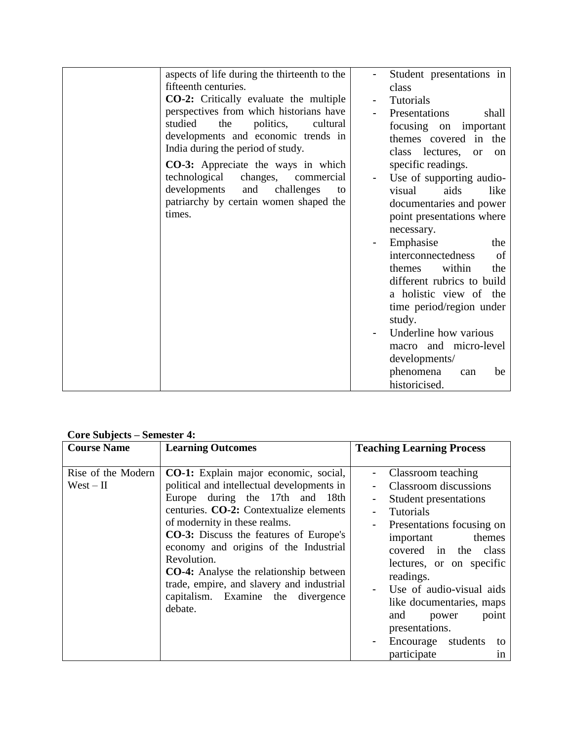| | | |
|---|---|---|
| | aspects of life during the thirteenth to the fifteenth centuries.<br>**CO-2:** Critically evaluate the multiple perspectives from which historians have studied the politics, cultural developments and economic trends in India during the period of study.<br>**CO-3:** Appreciate the ways in which technological changes, commercial developments and challenges to patriarchy by certain women shaped the times. | - Student presentations in class<br>- Tutorials<br>- Presentations shall focusing on important themes covered in the class lectures, or on specific readings.<br>- Use of supporting audio-visual aids like documentaries and power point presentations where necessary.<br>- Emphasise the interconnectedness of themes within the different rubrics to build a holistic view of the time period/region under study.<br>- Underline how various macro and micro-level developments/ phenomena can be historicised. |

**Core Subjects – Semester 4:**

| Course Name | Learning Outcomes | Teaching Learning Process |
|---|---|---|
| Rise of the Modern West – II | **CO-1:** Explain major economic, social, political and intellectual developments in Europe during the 17th and 18th centuries. **CO-2:** Contextualize elements of modernity in these realms.<br>**CO-3:** Discuss the features of Europe's economy and origins of the Industrial Revolution.<br>**CO-4:** Analyse the relationship between trade, empire, and slavery and industrial capitalism. Examine the divergence debate. | - Classroom teaching<br>- Classroom discussions<br>- Student presentations<br>- Tutorials<br>- Presentations focusing on important themes covered in the class lectures, or on specific readings.<br>- Use of audio-visual aids like documentaries, maps and power point presentations.<br>- Encourage students to participate in |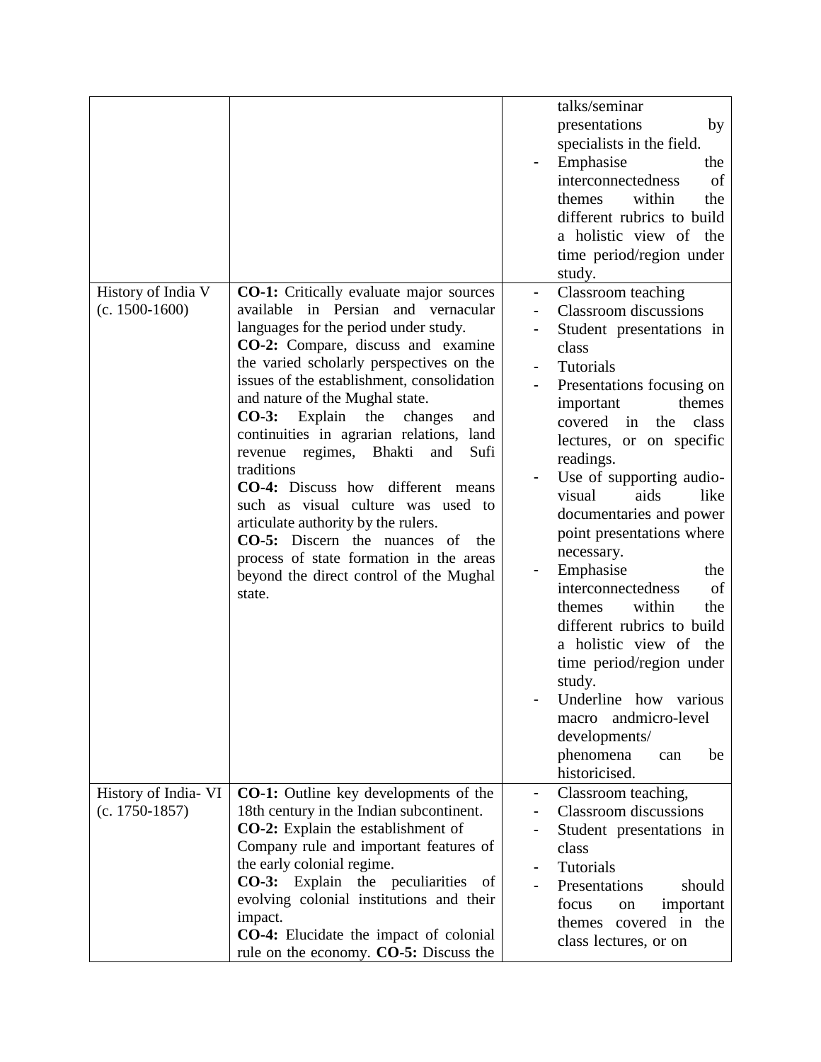| | | |
|---|---|---|
| | | talks/seminar presentations by specialists in the field.<br>- Emphasise the interconnectedness of themes within the different rubrics to build a holistic view of the time period/region under study. |
| History of India V (c. 1500-1600) | **CO-1:** Critically evaluate major sources available in Persian and vernacular languages for the period under study.<br>**CO-2:** Compare, discuss and examine the varied scholarly perspectives on the issues of the establishment, consolidation and nature of the Mughal state.<br>**CO-3:** Explain the changes and continuities in agrarian relations, land revenue regimes, Bhakti and Sufi traditions<br>**CO-4:** Discuss how different means such as visual culture was used to articulate authority by the rulers.<br>**CO-5:** Discern the nuances of the process of state formation in the areas beyond the direct control of the Mughal state. | - Classroom teaching<br>- Classroom discussions<br>- Student presentations in class<br>- Tutorials<br>- Presentations focusing on important themes covered in the class lectures, or on specific readings.<br>- Use of supporting audio-visual aids like documentaries and power point presentations where necessary.<br>- Emphasise the interconnectedness of themes within the different rubrics to build a holistic view of the time period/region under study.<br>- Underline how various macro andmicro-level developments/ phenomena can be historicised. |
| History of India- VI (c. 1750-1857) | **CO-1:** Outline key developments of the 18th century in the Indian subcontinent.<br>**CO-2:** Explain the establishment of Company rule and important features of the early colonial regime.<br>**CO-3:** Explain the peculiarities of evolving colonial institutions and their impact.<br>**CO-4:** Elucidate the impact of colonial rule on the economy. **CO-5:** Discuss the | - Classroom teaching,<br>- Classroom discussions<br>- Student presentations in class<br>- Tutorials<br>- Presentations should focus on important themes covered in the class lectures, or on |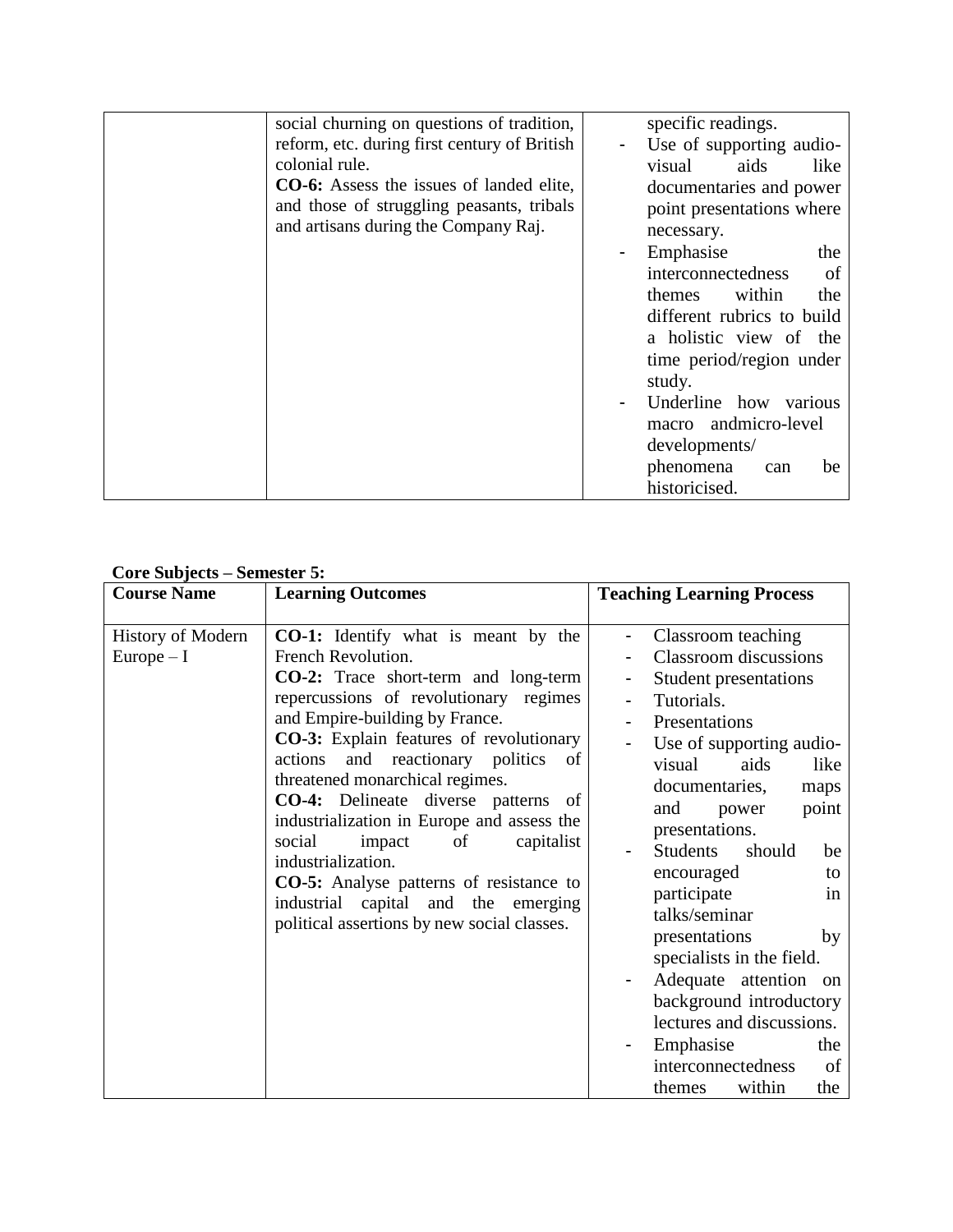| | | |
|---|---|---|
| | social churning on questions of tradition, reform, etc. during first century of British colonial rule.<br>**CO-6:** Assess the issues of landed elite, and those of struggling peasants, tribals and artisans during the Company Raj. | specific readings.<br>- Use of supporting audio-visual aids like documentaries and power point presentations where necessary.<br>- Emphasise the interconnectedness of themes within the different rubrics to build a holistic view of the time period/region under study.<br>- Underline how various macro andmicro-level developments/ phenomena can be historicised. |

**Core Subjects – Semester 5:**

| Course Name | Learning Outcomes | Teaching Learning Process |
|---|---|---|
| History of Modern Europe – I | **CO-1:** Identify what is meant by the French Revolution.<br>**CO-2:** Trace short-term and long-term repercussions of revolutionary regimes and Empire-building by France.<br>**CO-3:** Explain features of revolutionary actions and reactionary politics of threatened monarchical regimes.<br>**CO-4:** Delineate diverse patterns of industrialization in Europe and assess the social impact of capitalist industrialization.<br>**CO-5:** Analyse patterns of resistance to industrial capital and the emerging political assertions by new social classes. | - Classroom teaching<br>- Classroom discussions<br>- Student presentations<br>- Tutorials.<br>- Presentations<br>- Use of supporting audio-visual aids like documentaries, maps and power point presentations.<br>- Students should be encouraged to participate in talks/seminar presentations by specialists in the field.<br>- Adequate attention on background introductory lectures and discussions.<br>- Emphasise the interconnectedness of themes within the |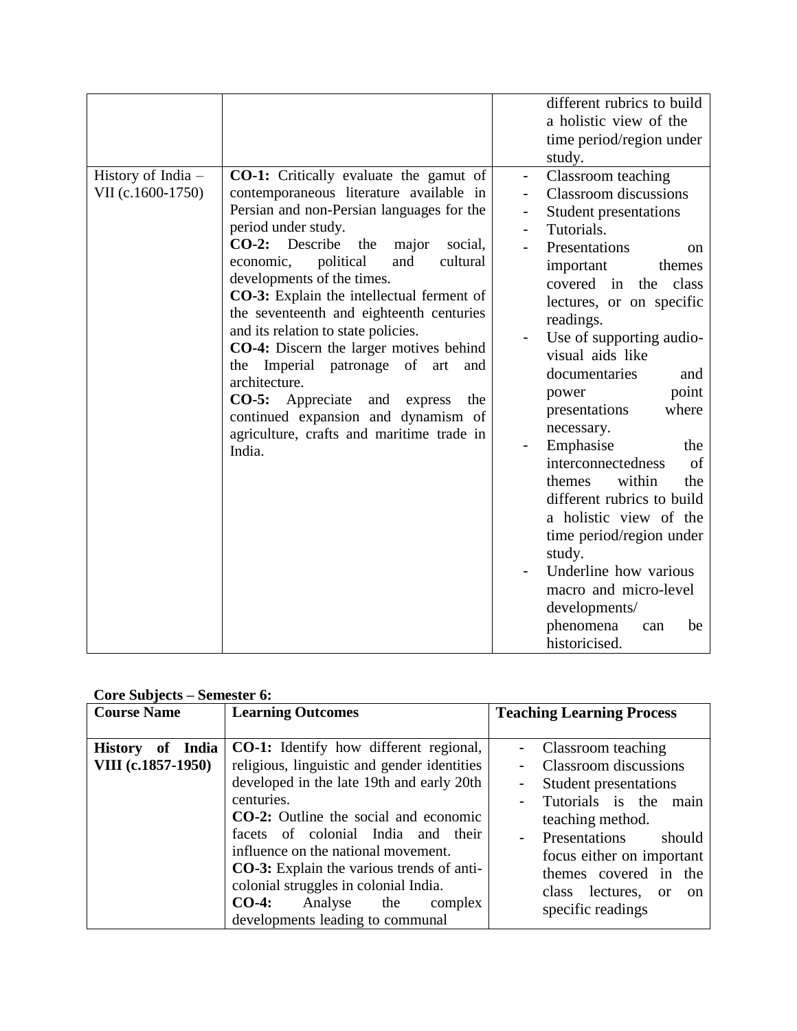| | | different rubrics to build a holistic view of the time period/region under study. |
|---|---|---|
| History of India – VII (c.1600-1750) | **CO-1:** Critically evaluate the gamut of contemporaneous literature available in Persian and non-Persian languages for the period under study.<br>**CO-2:** Describe the major social, economic, political and cultural developments of the times.<br>**CO-3:** Explain the intellectual ferment of the seventeenth and eighteenth centuries and its relation to state policies.<br>**CO-4:** Discern the larger motives behind the Imperial patronage of art and architecture.<br>**CO-5:** Appreciate and express the continued expansion and dynamism of agriculture, crafts and maritime trade in India. | - Classroom teaching<br>- Classroom discussions<br>- Student presentations<br>- Tutorials.<br>- Presentations on important themes covered in the class lectures, or on specific readings.<br>- Use of supporting audio-visual aids like documentaries and power point presentations where necessary.<br>- Emphasise the interconnectedness of themes within the different rubrics to build a holistic view of the time period/region under study.<br>- Underline how various macro and micro-level developments/ phenomena can be historicised. |

**Core Subjects – Semester 6:**

| **Course Name** | **Learning Outcomes** | **Teaching Learning Process** |
|---|---|---|
| **History of India VIII (c.1857-1950)** | **CO-1:** Identify how different regional, religious, linguistic and gender identities developed in the late 19th and early 20th centuries.<br>**CO-2:** Outline the social and economic facets of colonial India and their influence on the national movement.<br>**CO-3:** Explain the various trends of anti-colonial struggles in colonial India.<br>**CO-4:** Analyse the complex developments leading to communal | - Classroom teaching<br>- Classroom discussions<br>- Student presentations<br>- Tutorials is the main teaching method.<br>- Presentations should focus either on important themes covered in the class lectures, or on specific readings |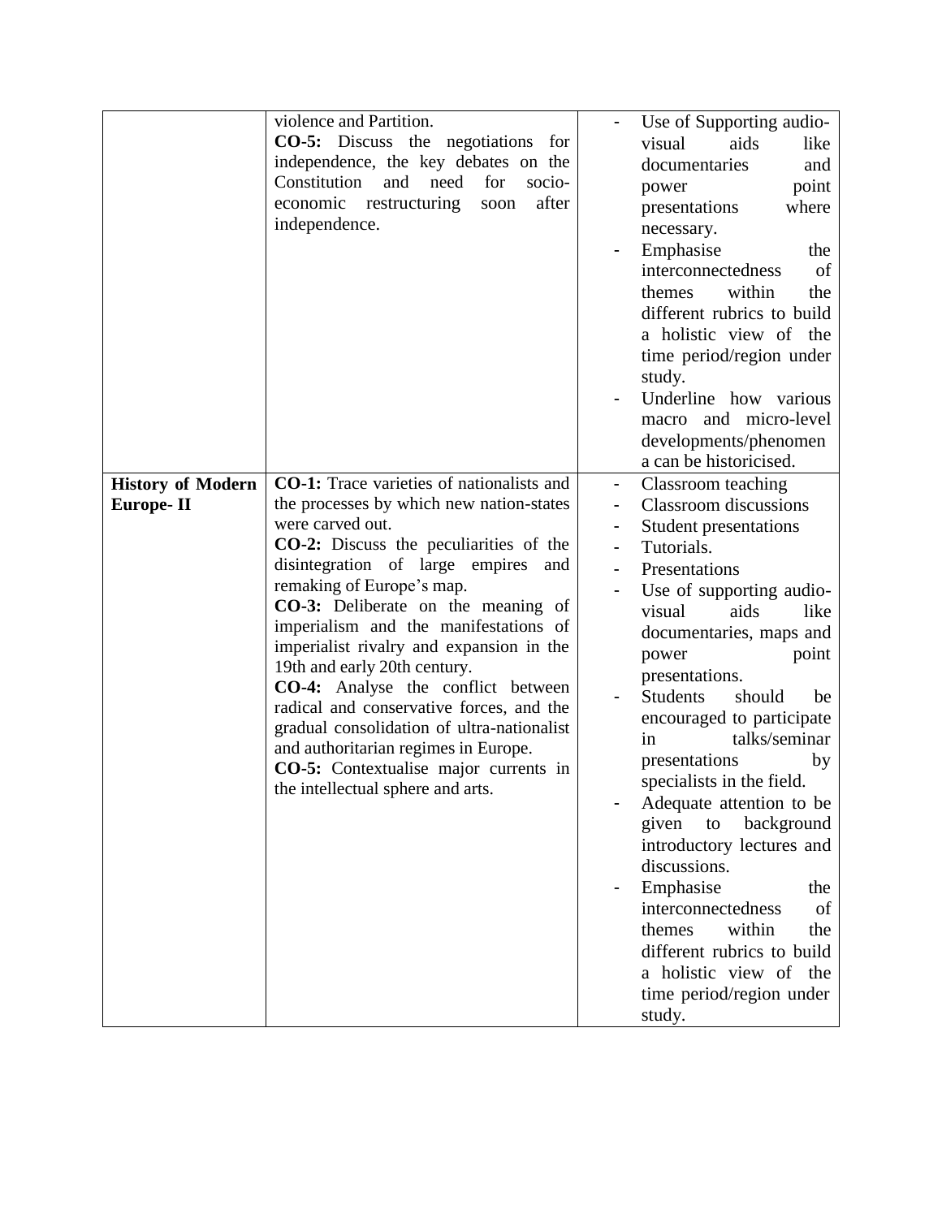| | | |
|---|---|---|
| | violence and Partition.<br>**CO-5:** Discuss the negotiations for independence, the key debates on the Constitution and need for socio-economic restructuring soon after independence. | - Use of Supporting audio-visual aids like documentaries and power point presentations where necessary.<br>- Emphasise the interconnectedness of themes within the different rubrics to build a holistic view of the time period/region under study.<br>- Underline how various macro and micro-level developments/phenomena can be historicised. |
| **History of Modern Europe- II** | **CO-1:** Trace varieties of nationalists and the processes by which new nation-states were carved out.<br>**CO-2:** Discuss the peculiarities of the disintegration of large empires and remaking of Europe's map.<br>**CO-3:** Deliberate on the meaning of imperialism and the manifestations of imperialist rivalry and expansion in the 19th and early 20th century.<br>**CO-4:** Analyse the conflict between radical and conservative forces, and the gradual consolidation of ultra-nationalist and authoritarian regimes in Europe.<br>**CO-5:** Contextualise major currents in the intellectual sphere and arts. | - Classroom teaching<br>- Classroom discussions<br>- Student presentations<br>- Tutorials.<br>- Presentations<br>- Use of supporting audio-visual aids like documentaries, maps and power point presentations.<br>- Students should be encouraged to participate in talks/seminar presentations by specialists in the field.<br>- Adequate attention to be given to background introductory lectures and discussions.<br>- Emphasise the interconnectedness of themes within the different rubrics to build a holistic view of the time period/region under study. |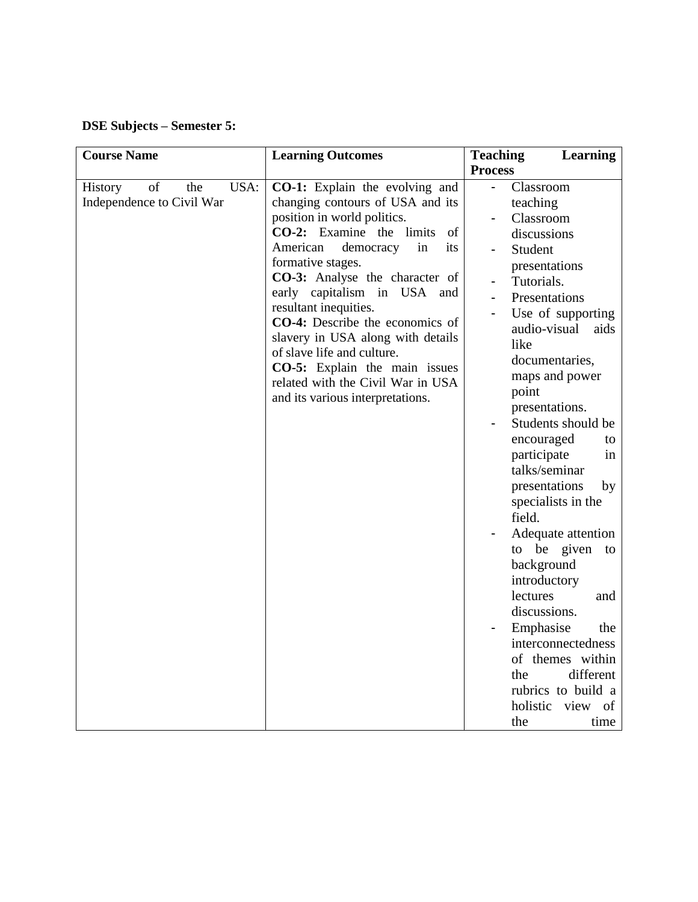**DSE Subjects – Semester 5:**

| Course Name | Learning Outcomes | Teaching Learning Process |
|---|---|---|
| History of the USA: Independence to Civil War | **CO-1:** Explain the evolving and changing contours of USA and its position in world politics.<br>**CO-2:** Examine the limits of American democracy in its formative stages.<br>**CO-3:** Analyse the character of early capitalism in USA and resultant inequities.<br>**CO-4:** Describe the economics of slavery in USA along with details of slave life and culture.<br>**CO-5:** Explain the main issues related with the Civil War in USA and its various interpretations. | - Classroom teaching<br>- Classroom discussions<br>- Student presentations<br>- Tutorials.<br>- Presentations<br>- Use of supporting audio-visual aids like documentaries, maps and power point presentations.<br>- Students should be encouraged to participate in talks/seminar presentations by specialists in the field.<br>- Adequate attention to be given to background introductory lectures and discussions.<br>- Emphasise the interconnectedness of themes within the different rubrics to build a holistic view of the time |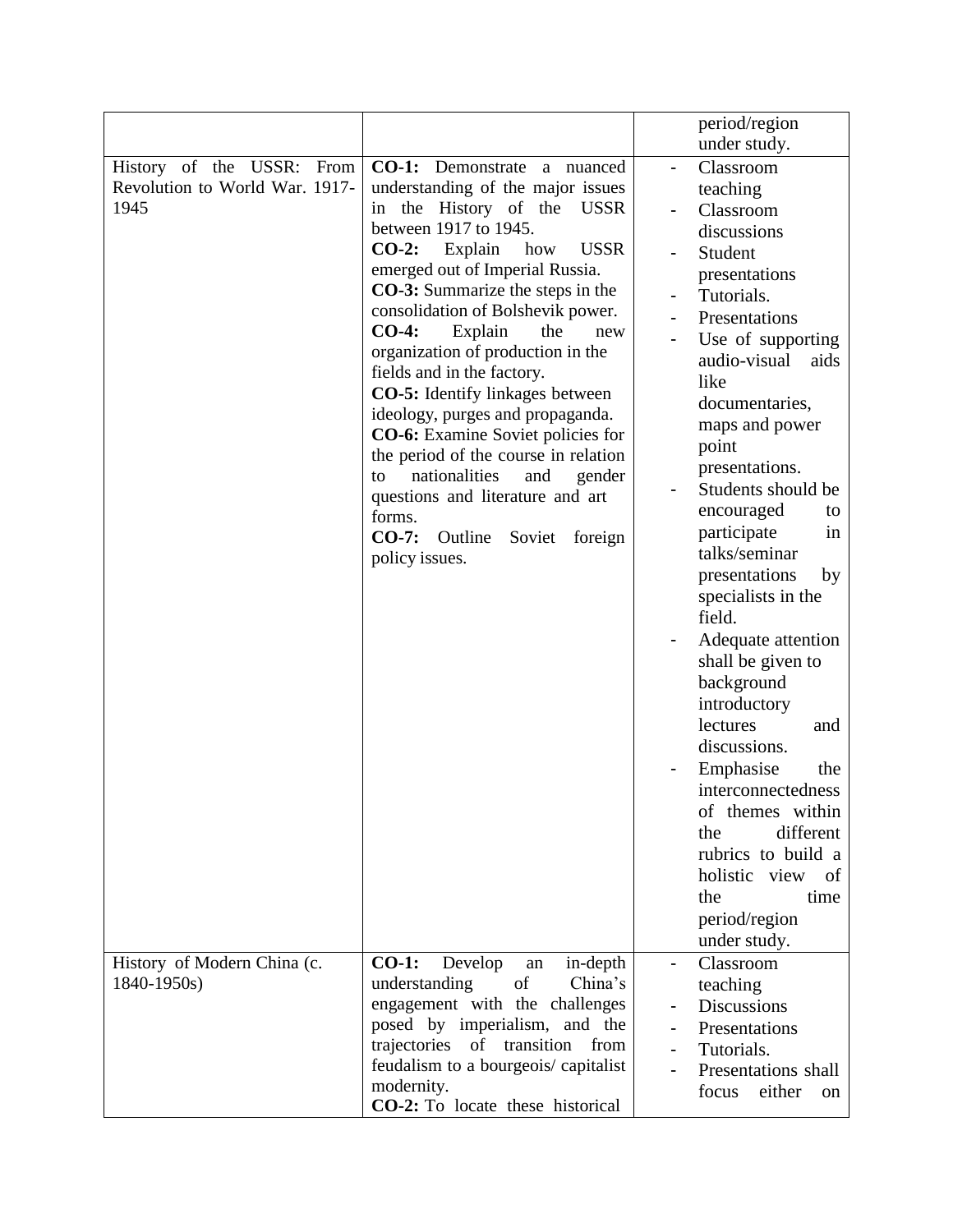| | | |
|---|---|---|
| | | period/region under study. |
| History of the USSR: From Revolution to World War. 1917-1945 | **CO-1:** Demonstrate a nuanced understanding of the major issues in the History of the USSR between 1917 to 1945.<br>**CO-2:** Explain how USSR emerged out of Imperial Russia.<br>**CO-3:** Summarize the steps in the consolidation of Bolshevik power.<br>**CO-4:** Explain the new organization of production in the fields and in the factory.<br>**CO-5:** Identify linkages between ideology, purges and propaganda.<br>**CO-6:** Examine Soviet policies for the period of the course in relation to nationalities and gender questions and literature and art forms.<br>**CO-7:** Outline Soviet foreign policy issues. | - Classroom teaching<br>- Classroom discussions<br>- Student presentations<br>- Tutorials.<br>- Presentations<br>- Use of supporting audio-visual aids like documentaries, maps and power point presentations.<br>- Students should be encouraged to participate in talks/seminar presentations by specialists in the field.<br>- Adequate attention shall be given to background introductory lectures and discussions.<br>- Emphasise the interconnectedness of themes within the different rubrics to build a holistic view of the time period/region under study. |
| History of Modern China (c. 1840-1950s) | **CO-1:** Develop an in-depth understanding of China's engagement with the challenges posed by imperialism, and the trajectories of transition from feudalism to a bourgeois/ capitalist modernity.<br>**CO-2:** To locate these historical | - Classroom teaching<br>- Discussions<br>- Presentations<br>- Tutorials.<br>- Presentations shall focus either on |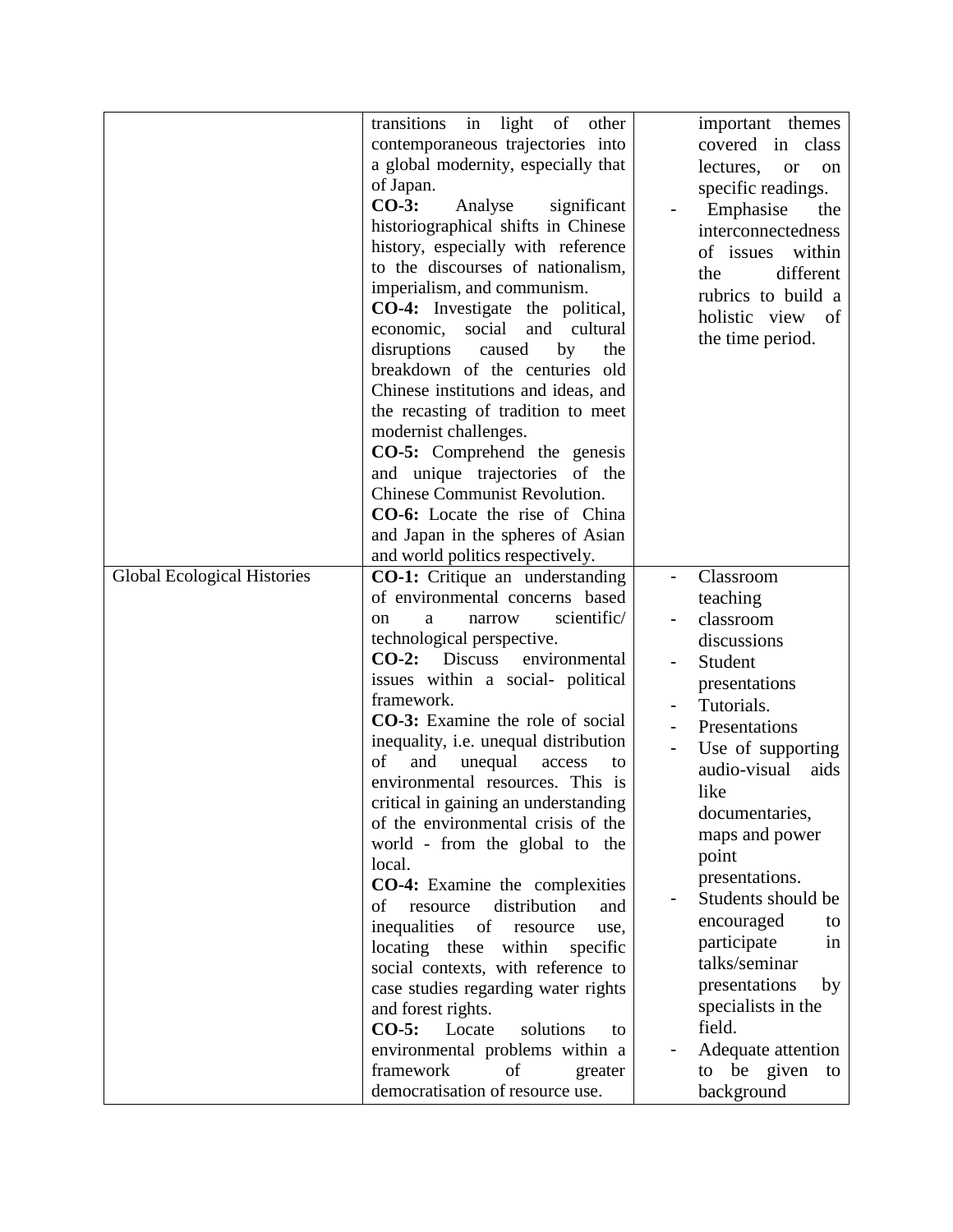| | | |
|---|---|---|
| | transitions in light of other contemporaneous trajectories into a global modernity, especially that of Japan.<br>**CO-3:** Analyse significant historiographical shifts in Chinese history, especially with reference to the discourses of nationalism, imperialism, and communism.<br>**CO-4:** Investigate the political, economic, social and cultural disruptions caused by the breakdown of the centuries old Chinese institutions and ideas, and the recasting of tradition to meet modernist challenges.<br>**CO-5:** Comprehend the genesis and unique trajectories of the Chinese Communist Revolution.<br>**CO-6:** Locate the rise of China and Japan in the spheres of Asian and world politics respectively. | important themes covered in class lectures, or on specific readings.<br>- Emphasise the interconnectedness of issues within the different rubrics to build a holistic view of the time period. |
| Global Ecological Histories | **CO-1:** Critique an understanding of environmental concerns based on a narrow scientific/ technological perspective.<br>**CO-2:** Discuss environmental issues within a social- political framework.<br>**CO-3:** Examine the role of social inequality, i.e. unequal distribution of and unequal access to environmental resources. This is critical in gaining an understanding of the environmental crisis of the world - from the global to the local.<br>**CO-4:** Examine the complexities of resource distribution and inequalities of resource use, locating these within specific social contexts, with reference to case studies regarding water rights and forest rights.<br>**CO-5:** Locate solutions to environmental problems within a framework of greater democratisation of resource use. | - Classroom teaching<br>- classroom discussions<br>- Student presentations<br>- Tutorials.<br>- Presentations<br>- Use of supporting audio-visual aids like documentaries, maps and power point presentations.<br>- Students should be encouraged to participate in talks/seminar presentations by specialists in the field.<br>- Adequate attention to be given to background |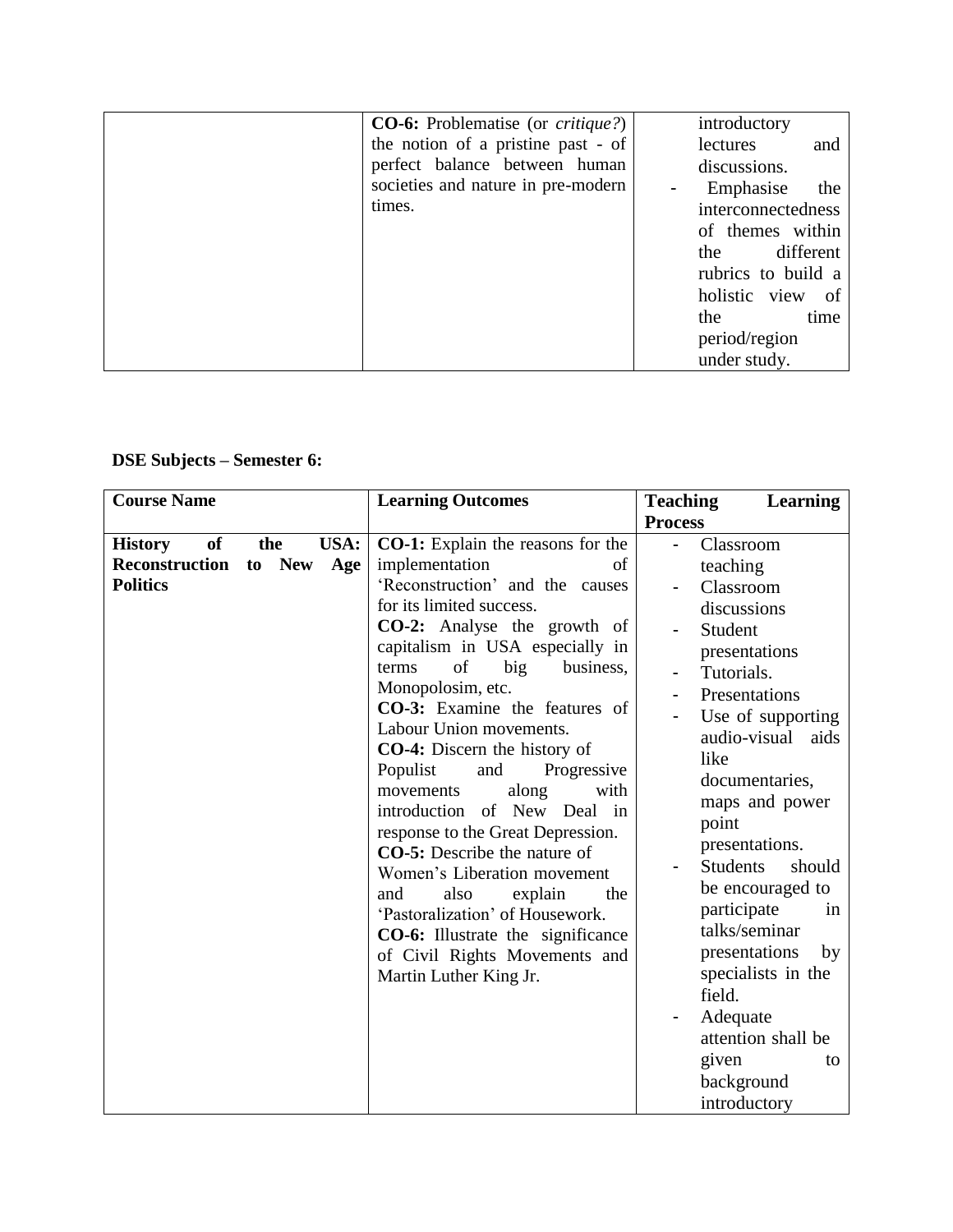| | | |
|---|---|---|
| | **CO-6:** Problematise (or *critique?*) the notion of a pristine past - of perfect balance between human societies and nature in pre-modern times. | introductory lectures and discussions.<br>- Emphasise the interconnectedness of themes within the different rubrics to build a holistic view of the time period/region under study. |

**DSE Subjects – Semester 6:**

| Course Name | Learning Outcomes | Teaching Learning Process |
|---|---|---|
| **History of the USA: Reconstruction to New Age Politics** | **CO-1:** Explain the reasons for the implementation of 'Reconstruction' and the causes for its limited success.<br>**CO-2:** Analyse the growth of capitalism in USA especially in terms of big business, Monopolosim, etc.<br>**CO-3:** Examine the features of Labour Union movements.<br>**CO-4:** Discern the history of Populist and Progressive movements along with introduction of New Deal in response to the Great Depression.<br>**CO-5:** Describe the nature of Women's Liberation movement and also explain the 'Pastoralization' of Housework.<br>**CO-6:** Illustrate the significance of Civil Rights Movements and Martin Luther King Jr. | - Classroom teaching<br>- Classroom discussions<br>- Student presentations<br>- Tutorials.<br>- Presentations<br>- Use of supporting audio-visual aids like documentaries, maps and power point presentations.<br>- Students should be encouraged to participate in talks/seminar presentations by specialists in the field.<br>- Adequate attention shall be given to background introductory |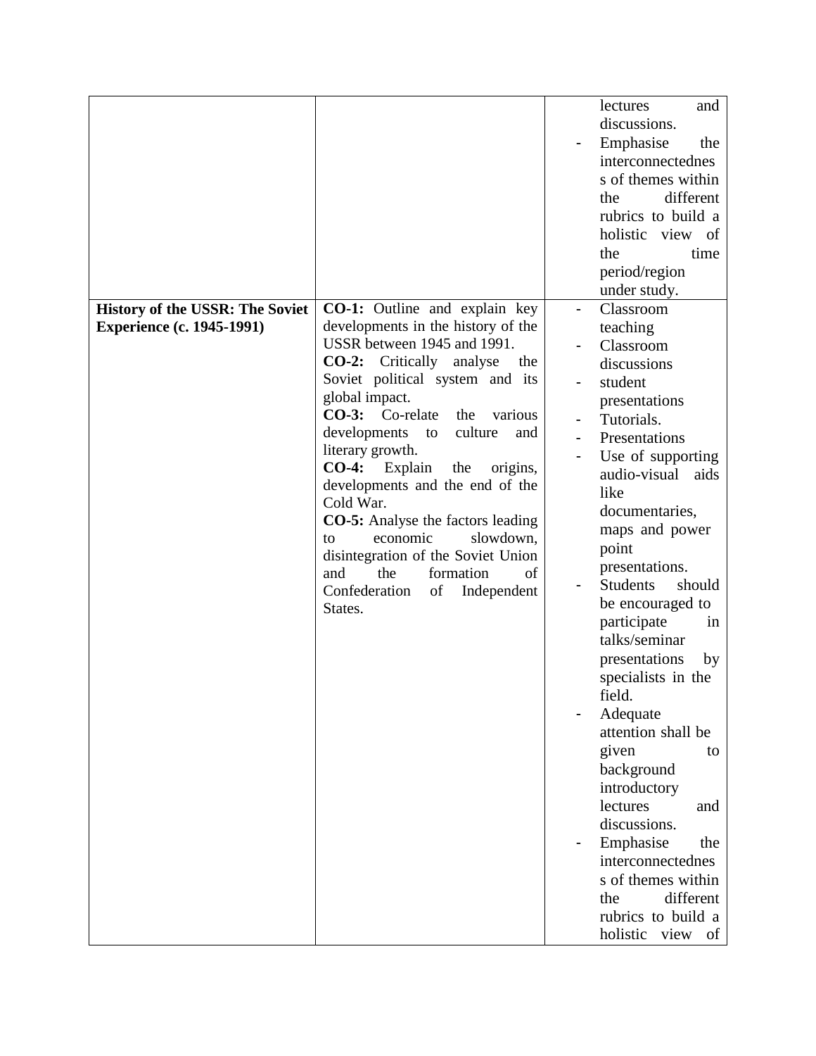| | | - lectures and discussions.<br>- Emphasise the interconnectedness of themes within the different rubrics to build a holistic view of the time period/region under study. |
|---|---|---|
| **History of the USSR: The Soviet Experience (c. 1945-1991)** | **CO-1:** Outline and explain key developments in the history of the USSR between 1945 and 1991.<br>**CO-2:** Critically analyse the Soviet political system and its global impact.<br>**CO-3:** Co-relate the various developments to culture and literary growth.<br>**CO-4:** Explain the origins, developments and the end of the Cold War.<br>**CO-5:** Analyse the factors leading to economic slowdown, disintegration of the Soviet Union and the formation of Confederation of Independent States. | - Classroom teaching<br>- Classroom discussions<br>- student presentations<br>- Tutorials.<br>- Presentations<br>- Use of supporting audio-visual aids like documentaries, maps and power point presentations.<br>- Students should be encouraged to participate in talks/seminar presentations by specialists in the field.<br>- Adequate attention shall be given to background introductory lectures and discussions.<br>- Emphasise the interconnectedness of themes within the different rubrics to build a holistic view of |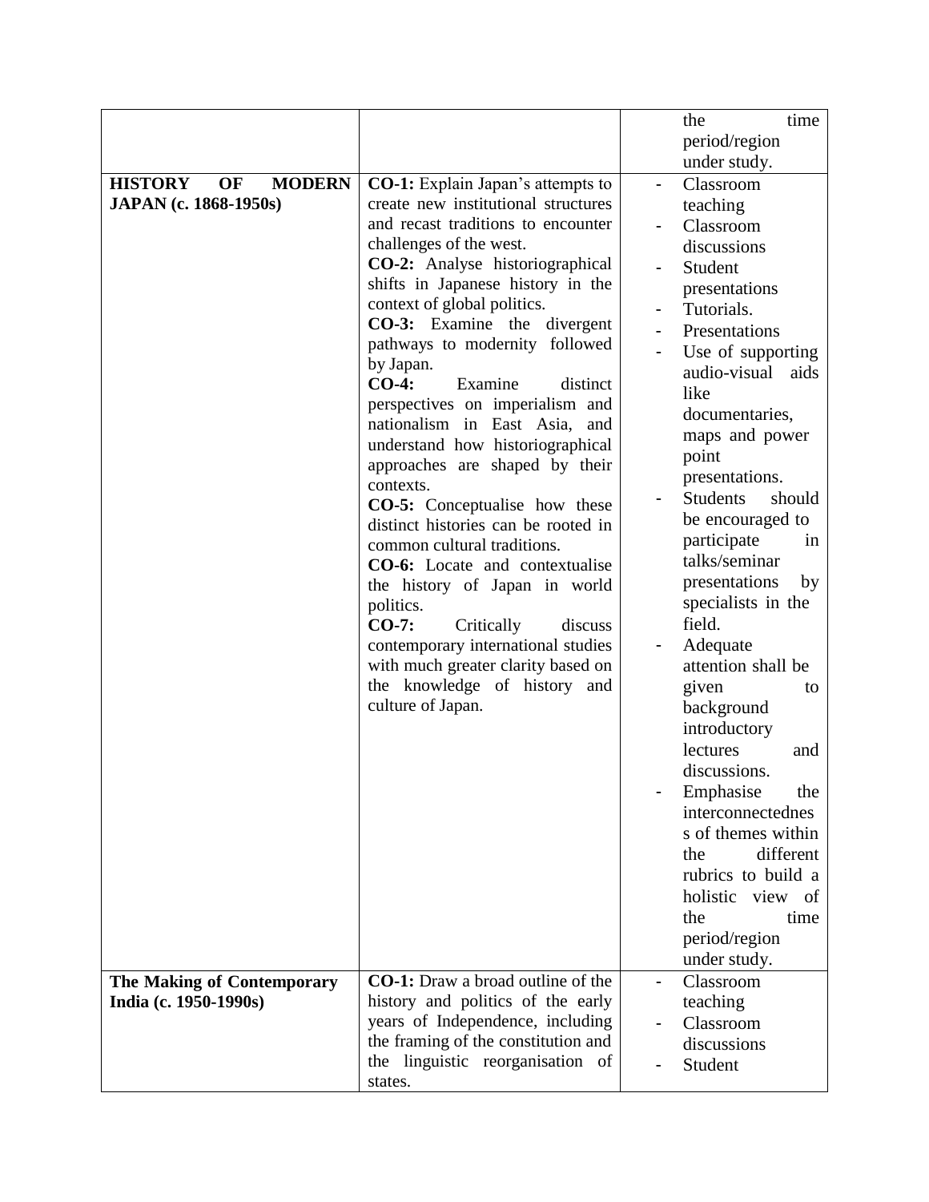| | | |
|---|---|---|
| | | the time period/region under study. |
| **HISTORY OF MODERN JAPAN (c. 1868-1950s)** | **CO-1:** Explain Japan's attempts to create new institutional structures and recast traditions to encounter challenges of the west.<br>**CO-2:** Analyse historiographical shifts in Japanese history in the context of global politics.<br>**CO-3:** Examine the divergent pathways to modernity followed by Japan.<br>**CO-4:** Examine distinct perspectives on imperialism and nationalism in East Asia, and understand how historiographical approaches are shaped by their contexts.<br>**CO-5:** Conceptualise how these distinct histories can be rooted in common cultural traditions.<br>**CO-6:** Locate and contextualise the history of Japan in world politics.<br>**CO-7:** Critically discuss contemporary international studies with much greater clarity based on the knowledge of history and culture of Japan. | - Classroom teaching<br>- Classroom discussions<br>- Student presentations<br>- Tutorials.<br>- Presentations<br>- Use of supporting audio-visual aids like documentaries, maps and power point presentations.<br>- Students should be encouraged to participate in talks/seminar presentations by specialists in the field.<br>- Adequate attention shall be given to background introductory lectures and discussions.<br>- Emphasise the interconnectedness of themes within the different rubrics to build a holistic view of the time period/region under study. |
| **The Making of Contemporary India (c. 1950-1990s)** | **CO-1:** Draw a broad outline of the history and politics of the early years of Independence, including the framing of the constitution and the linguistic reorganisation of states. | - Classroom teaching<br>- Classroom discussions<br>- Student |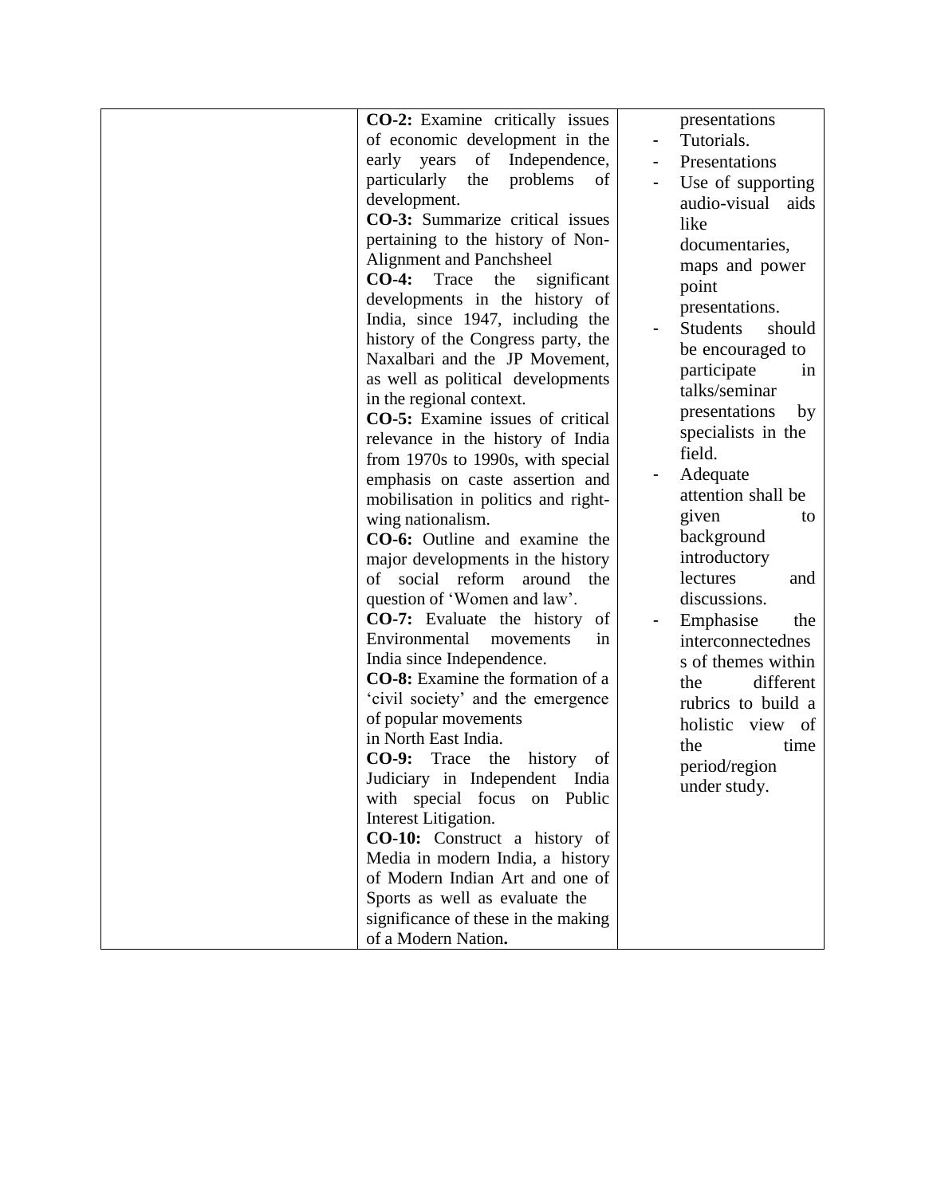|  | **CO-2:** Examine critically issues of economic development in the early years of Independence, particularly the problems of development.<br>**CO-3:** Summarize critical issues pertaining to the history of Non-Alignment and Panchsheel<br>**CO-4:** Trace the significant developments in the history of India, since 1947, including the history of the Congress party, the Naxalbari and the JP Movement, as well as political developments in the regional context.<br>**CO-5:** Examine issues of critical relevance in the history of India from 1970s to 1990s, with special emphasis on caste assertion and mobilisation in politics and right-wing nationalism.<br>**CO-6:** Outline and examine the major developments in the history of social reform around the question of 'Women and law'.<br>**CO-7:** Evaluate the history of Environmental movements in India since Independence.<br>**CO-8:** Examine the formation of a 'civil society' and the emergence of popular movements in North East India.<br>**CO-9:** Trace the history of Judiciary in Independent India with special focus on Public Interest Litigation.<br>**CO-10:** Construct a history of Media in modern India, a history of Modern Indian Art and one of Sports as well as evaluate the significance of these in the making of a Modern Nation**.** | presentations<br>- Tutorials.<br>- Presentations<br>- Use of supporting audio-visual aids like documentaries, maps and power point presentations.<br>- Students should be encouraged to participate in talks/seminar presentations by specialists in the field.<br>- Adequate attention shall be given to background introductory lectures and discussions.<br>- Emphasise the interconnectedness of themes within the different rubrics to build a holistic view of the time period/region under study. |
|---|---|---|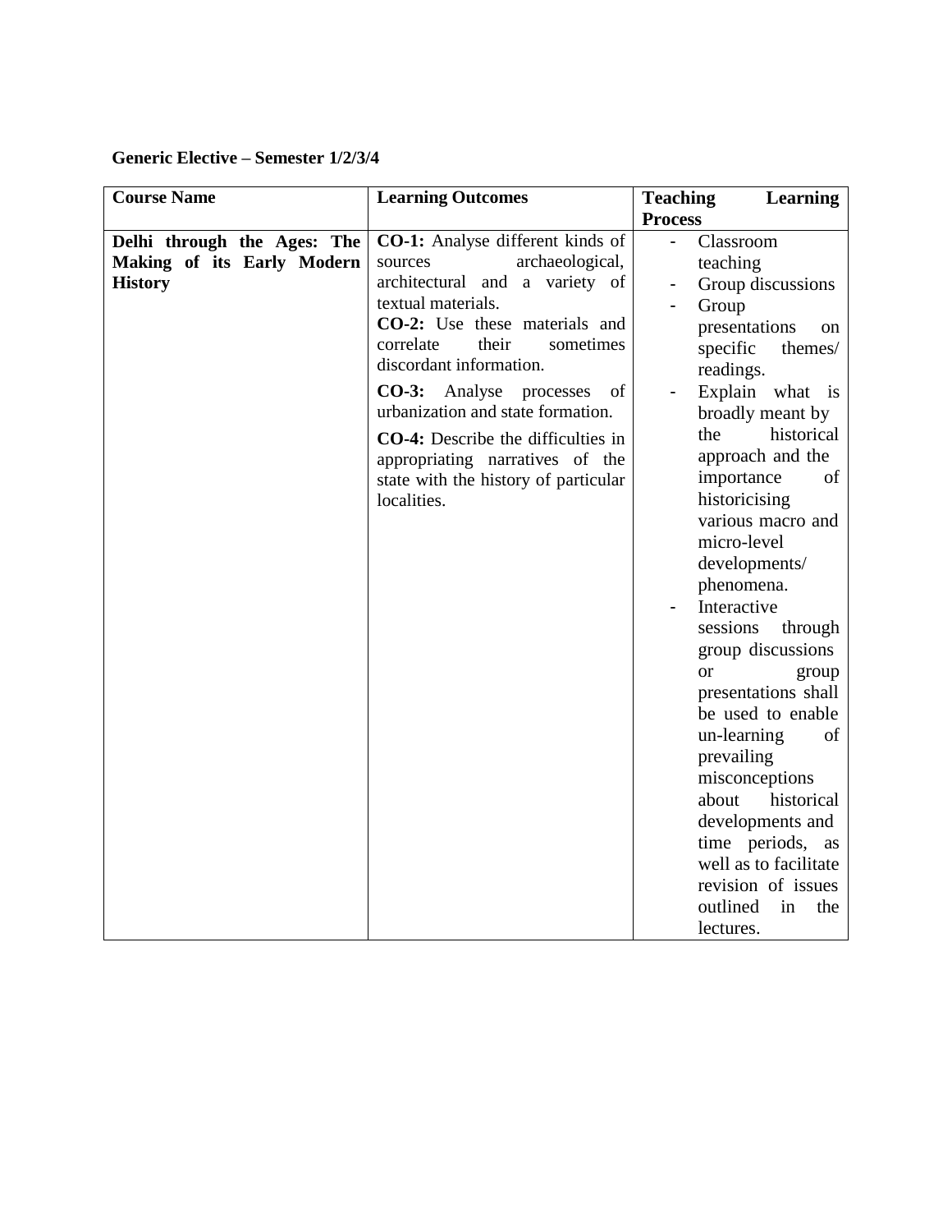**Generic Elective – Semester 1/2/3/4**

| Course Name | Learning Outcomes | Teaching Learning Process |
|---|---|---|
| **Delhi through the Ages: The Making of its Early Modern History** | **CO-1:** Analyse different kinds of sources archaeological, architectural and a variety of textual materials.<br>**CO-2:** Use these materials and correlate their sometimes discordant information.<br>**CO-3:** Analyse processes of urbanization and state formation.<br>**CO-4:** Describe the difficulties in appropriating narratives of the state with the history of particular localities. | - Classroom teaching<br>- Group discussions<br>- Group presentations on specific themes/ readings.<br>- Explain what is broadly meant by the historical approach and the importance of historicising various macro and micro-level developments/ phenomena.<br>- Interactive sessions through group discussions or group presentations shall be used to enable un-learning of prevailing misconceptions about historical developments and time periods, as well as to facilitate revision of issues outlined in the lectures. |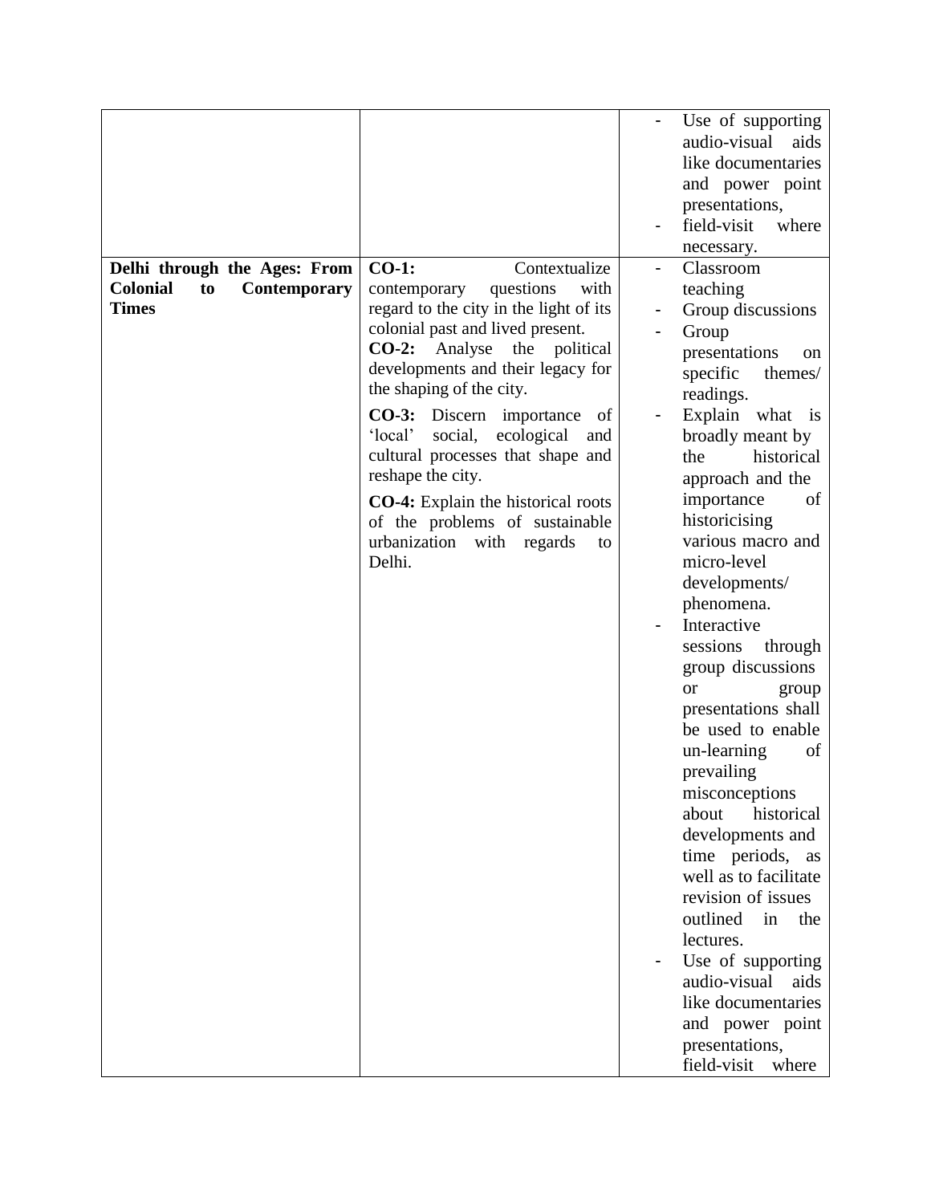| | | |
|---|---|---|
| | | - Use of supporting audio-visual aids like documentaries and power point presentations,<br>- field-visit where necessary. |
| **Delhi through the Ages: From Colonial to Contemporary Times** | **CO-1:** Contextualize contemporary questions with regard to the city in the light of its colonial past and lived present.<br>**CO-2:** Analyse the political developments and their legacy for the shaping of the city.<br>**CO-3:** Discern importance of 'local' social, ecological and cultural processes that shape and reshape the city.<br>**CO-4:** Explain the historical roots of the problems of sustainable urbanization with regards to Delhi. | - Classroom teaching<br>- Group discussions<br>- Group presentations on specific themes/ readings.<br>- Explain what is broadly meant by the historical approach and the importance of historicising various macro and micro-level developments/ phenomena.<br>- Interactive sessions through group discussions or group presentations shall be used to enable un-learning of prevailing misconceptions about historical developments and time periods, as well as to facilitate revision of issues outlined in the lectures.<br>- Use of supporting audio-visual aids like documentaries and power point presentations, field-visit where |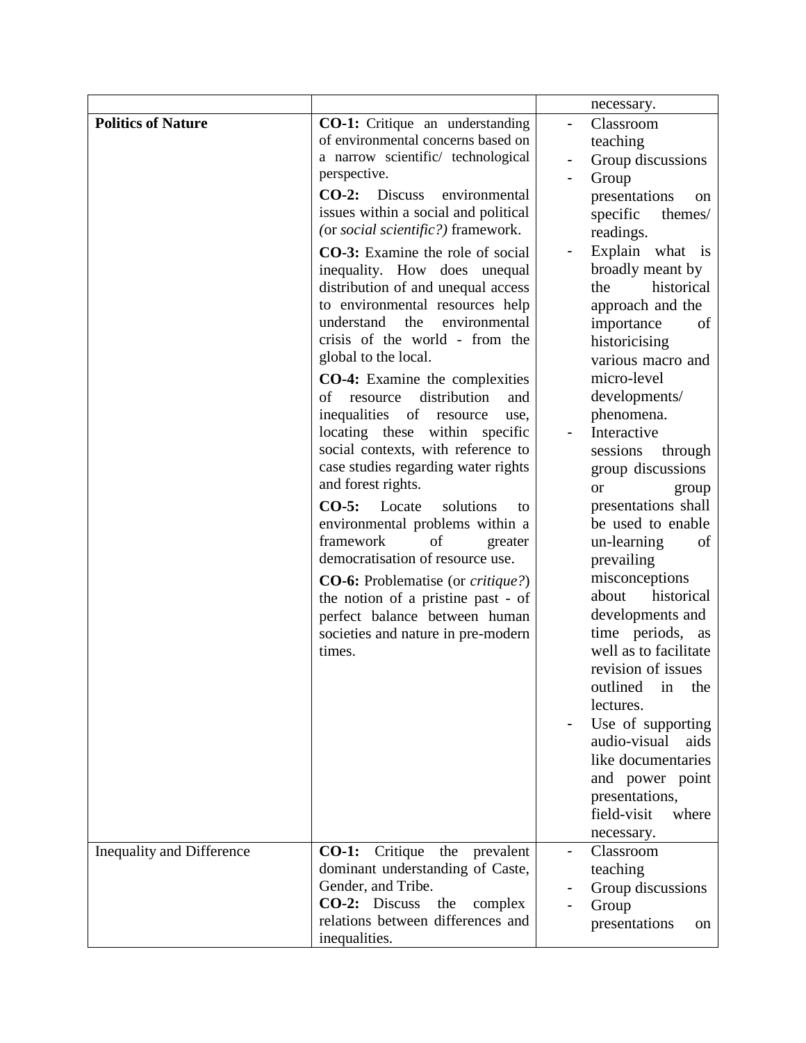| | | |
|---|---|---|
| | | necessary. |
| **Politics of Nature** | **CO-1:** Critique an understanding of environmental concerns based on a narrow scientific/ technological perspective.<br><br>**CO-2:** Discuss environmental issues within a social and political *(*or *social scientific?)* framework.<br><br>**CO-3:** Examine the role of social inequality. How does unequal distribution of and unequal access to environmental resources help understand the environmental crisis of the world - from the global to the local.<br><br>**CO-4:** Examine the complexities of resource distribution and inequalities of resource use, locating these within specific social contexts, with reference to case studies regarding water rights and forest rights.<br><br>**CO-5:** Locate solutions to environmental problems within a framework of greater democratisation of resource use.<br><br>**CO-6:** Problematise (or *critique?*) the notion of a pristine past - of perfect balance between human societies and nature in pre-modern times. | - Classroom teaching<br>- Group discussions<br>- Group presentations on specific themes/ readings.<br>- Explain what is broadly meant by the historical approach and the importance of historicising various macro and micro-level developments/ phenomena.<br>- Interactive sessions through group discussions or group presentations shall be used to enable un-learning of prevailing misconceptions about historical developments and time periods, as well as to facilitate revision of issues outlined in the lectures.<br>- Use of supporting audio-visual aids like documentaries and power point presentations, field-visit where necessary. |
| Inequality and Difference | **CO-1:** Critique the prevalent dominant understanding of Caste, Gender, and Tribe.<br>**CO-2:** Discuss the complex relations between differences and inequalities. | - Classroom teaching<br>- Group discussions<br>- Group presentations on |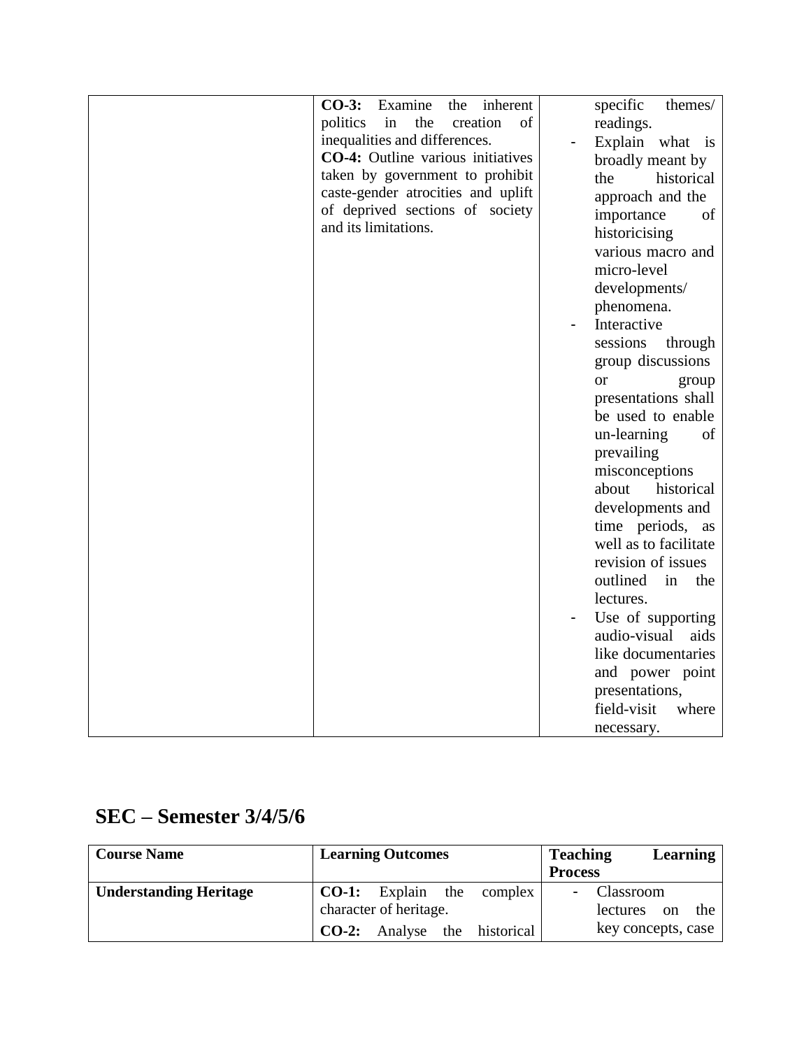| | | |
|---|---|---|
| | **CO-3:** Examine the inherent politics in the creation of inequalities and differences.<br>**CO-4:** Outline various initiatives taken by government to prohibit caste-gender atrocities and uplift of deprived sections of society and its limitations. | specific themes/ readings.<br>- Explain what is broadly meant by the historical approach and the importance of historicising various macro and micro-level developments/ phenomena.<br>- Interactive sessions through group discussions or group presentations shall be used to enable un-learning of prevailing misconceptions about historical developments and time periods, as well as to facilitate revision of issues outlined in the lectures.<br>- Use of supporting audio-visual aids like documentaries and power point presentations, field-visit where necessary. |

## SEC – Semester 3/4/5/6

| Course Name | Learning Outcomes | Teaching Learning Process |
|---|---|---|
| **Understanding Heritage** | **CO-1:** Explain the complex character of heritage.<br>**CO-2:** Analyse the historical | - Classroom lectures on the key concepts, case |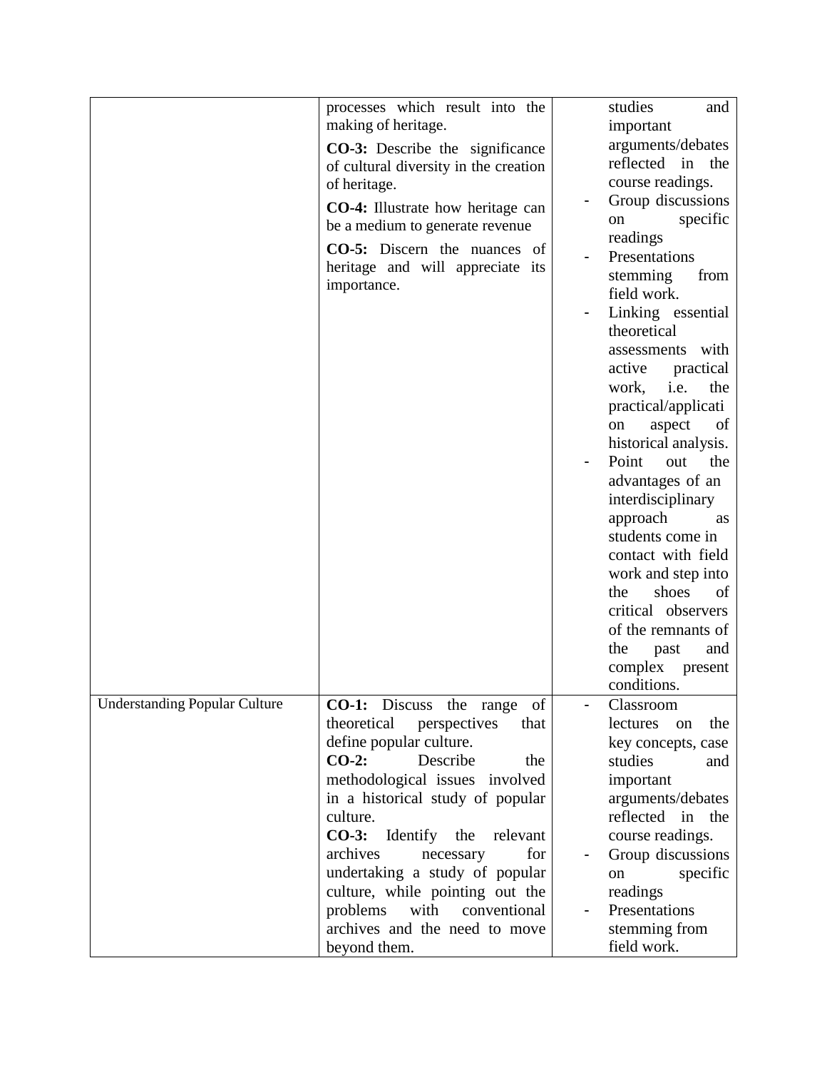| | | |
|---|---|---|
| | processes which result into the making of heritage.<br><br>**CO-3:** Describe the significance of cultural diversity in the creation of heritage.<br><br>**CO-4:** Illustrate how heritage can be a medium to generate revenue<br><br>**CO-5:** Discern the nuances of heritage and will appreciate its importance. | studies and important arguments/debates reflected in the course readings.<br>- Group discussions on specific readings<br>- Presentations stemming from field work.<br>- Linking essential theoretical assessments with active practical work, i.e. the practical/application aspect of historical analysis.<br>- Point out the advantages of an interdisciplinary approach as students come in contact with field work and step into the shoes of critical observers of the remnants of the past and complex present conditions. |
| Understanding Popular Culture | **CO-1:** Discuss the range of theoretical perspectives that define popular culture.<br>**CO-2:** Describe the methodological issues involved in a historical study of popular culture.<br>**CO-3:** Identify the relevant archives necessary for undertaking a study of popular culture, while pointing out the problems with conventional archives and the need to move beyond them. | - Classroom lectures on the key concepts, case studies and important arguments/debates reflected in the course readings.<br>- Group discussions on specific readings<br>- Presentations stemming from field work. |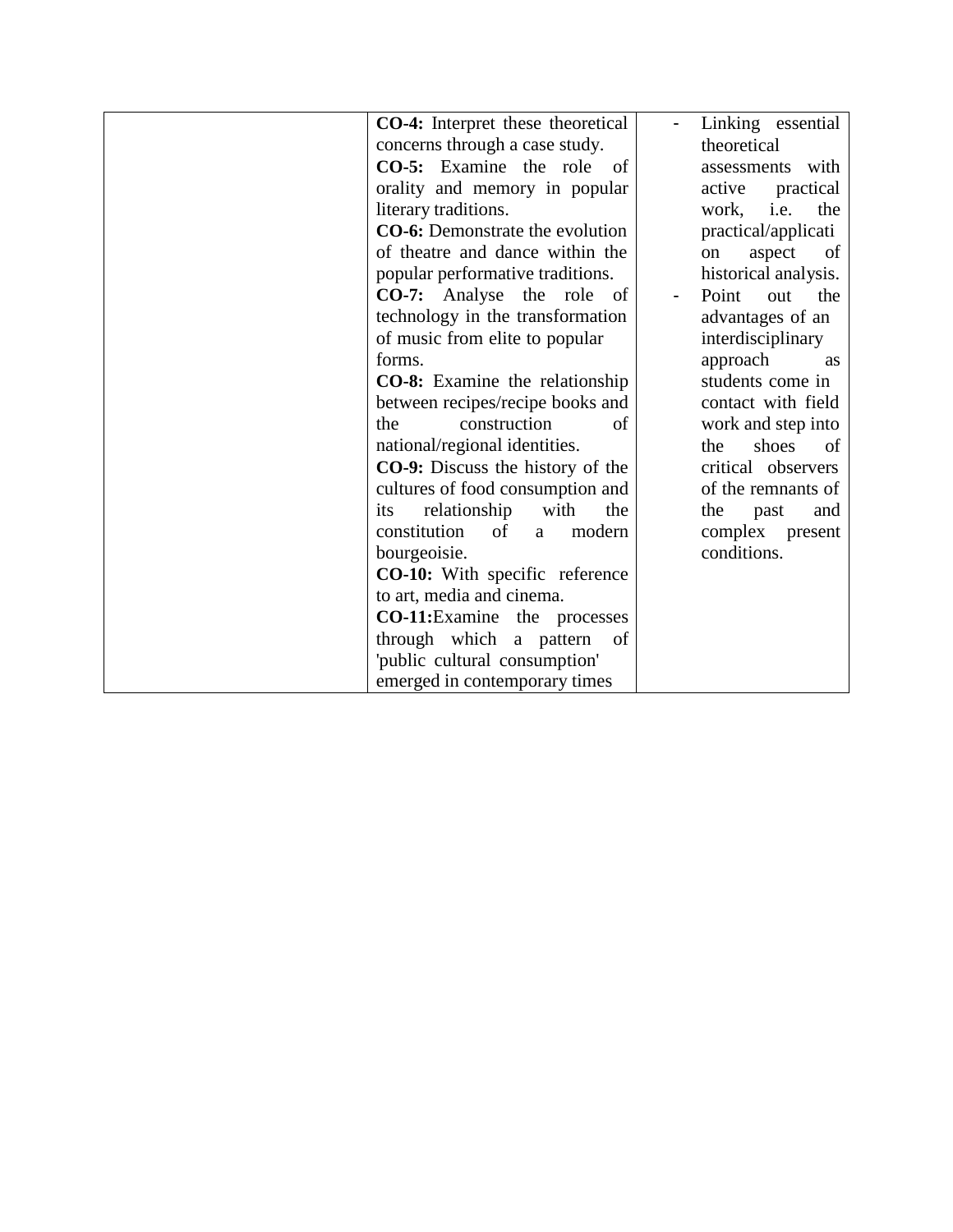| | | |
|---|---|---|
| | **CO-4:** Interpret these theoretical concerns through a case study.<br>**CO-5:** Examine the role of orality and memory in popular literary traditions.<br>**CO-6:** Demonstrate the evolution of theatre and dance within the popular performative traditions.<br>**CO-7:** Analyse the role of technology in the transformation of music from elite to popular forms.<br>**CO-8:** Examine the relationship between recipes/recipe books and the construction of national/regional identities.<br>**CO-9:** Discuss the history of the cultures of food consumption and its relationship with the constitution of a modern bourgeoisie.<br>**CO-10:** With specific reference to art, media and cinema.<br>**CO-11:**Examine the processes through which a pattern of 'public cultural consumption' emerged in contemporary times | - Linking essential theoretical assessments with active practical work, i.e. the practical/application aspect of historical analysis.<br>- Point out the advantages of an interdisciplinary approach as students come in contact with field work and step into the shoes of critical observers of the remnants of the past and complex present conditions. |